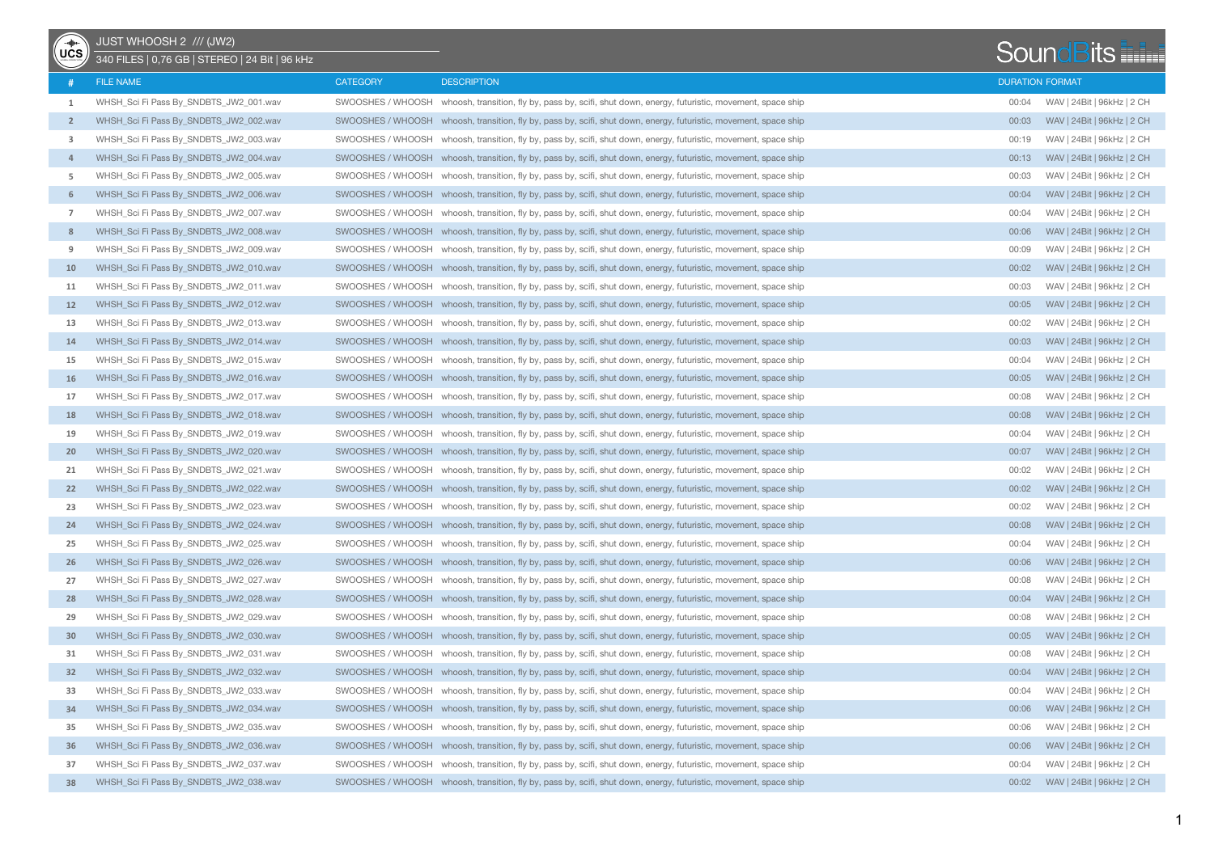# JUST WHOOSH 2 /// (JW2)

340 FILES | 0,76 GB | STEREO | 24 Bit | 96 kHz

SoundBits

| # | FILE NAME | CATEGORY | DESCRIPTION | DURATION | FORMAT |
|---|---|---|---|---|---|
| 1 | WHSH_Sci Fi Pass By_SNDBTS_JW2_001.wav | SWOOSHES / WHOOSH | whoosh, transition, fly by, pass by, scifi, shut down, energy, futuristic, movement, space ship | 00:04 | WAV \| 24Bit \| 96kHz \| 2 CH |
| 2 | WHSH_Sci Fi Pass By_SNDBTS_JW2_002.wav | SWOOSHES / WHOOSH | whoosh, transition, fly by, pass by, scifi, shut down, energy, futuristic, movement, space ship | 00:03 | WAV \| 24Bit \| 96kHz \| 2 CH |
| 3 | WHSH_Sci Fi Pass By_SNDBTS_JW2_003.wav | SWOOSHES / WHOOSH | whoosh, transition, fly by, pass by, scifi, shut down, energy, futuristic, movement, space ship | 00:19 | WAV \| 24Bit \| 96kHz \| 2 CH |
| 4 | WHSH_Sci Fi Pass By_SNDBTS_JW2_004.wav | SWOOSHES / WHOOSH | whoosh, transition, fly by, pass by, scifi, shut down, energy, futuristic, movement, space ship | 00:13 | WAV \| 24Bit \| 96kHz \| 2 CH |
| 5 | WHSH_Sci Fi Pass By_SNDBTS_JW2_005.wav | SWOOSHES / WHOOSH | whoosh, transition, fly by, pass by, scifi, shut down, energy, futuristic, movement, space ship | 00:03 | WAV \| 24Bit \| 96kHz \| 2 CH |
| 6 | WHSH_Sci Fi Pass By_SNDBTS_JW2_006.wav | SWOOSHES / WHOOSH | whoosh, transition, fly by, pass by, scifi, shut down, energy, futuristic, movement, space ship | 00:04 | WAV \| 24Bit \| 96kHz \| 2 CH |
| 7 | WHSH_Sci Fi Pass By_SNDBTS_JW2_007.wav | SWOOSHES / WHOOSH | whoosh, transition, fly by, pass by, scifi, shut down, energy, futuristic, movement, space ship | 00:04 | WAV \| 24Bit \| 96kHz \| 2 CH |
| 8 | WHSH_Sci Fi Pass By_SNDBTS_JW2_008.wav | SWOOSHES / WHOOSH | whoosh, transition, fly by, pass by, scifi, shut down, energy, futuristic, movement, space ship | 00:06 | WAV \| 24Bit \| 96kHz \| 2 CH |
| 9 | WHSH_Sci Fi Pass By_SNDBTS_JW2_009.wav | SWOOSHES / WHOOSH | whoosh, transition, fly by, pass by, scifi, shut down, energy, futuristic, movement, space ship | 00:09 | WAV \| 24Bit \| 96kHz \| 2 CH |
| 10 | WHSH_Sci Fi Pass By_SNDBTS_JW2_010.wav | SWOOSHES / WHOOSH | whoosh, transition, fly by, pass by, scifi, shut down, energy, futuristic, movement, space ship | 00:02 | WAV \| 24Bit \| 96kHz \| 2 CH |
| 11 | WHSH_Sci Fi Pass By_SNDBTS_JW2_011.wav | SWOOSHES / WHOOSH | whoosh, transition, fly by, pass by, scifi, shut down, energy, futuristic, movement, space ship | 00:03 | WAV \| 24Bit \| 96kHz \| 2 CH |
| 12 | WHSH_Sci Fi Pass By_SNDBTS_JW2_012.wav | SWOOSHES / WHOOSH | whoosh, transition, fly by, pass by, scifi, shut down, energy, futuristic, movement, space ship | 00:05 | WAV \| 24Bit \| 96kHz \| 2 CH |
| 13 | WHSH_Sci Fi Pass By_SNDBTS_JW2_013.wav | SWOOSHES / WHOOSH | whoosh, transition, fly by, pass by, scifi, shut down, energy, futuristic, movement, space ship | 00:02 | WAV \| 24Bit \| 96kHz \| 2 CH |
| 14 | WHSH_Sci Fi Pass By_SNDBTS_JW2_014.wav | SWOOSHES / WHOOSH | whoosh, transition, fly by, pass by, scifi, shut down, energy, futuristic, movement, space ship | 00:03 | WAV \| 24Bit \| 96kHz \| 2 CH |
| 15 | WHSH_Sci Fi Pass By_SNDBTS_JW2_015.wav | SWOOSHES / WHOOSH | whoosh, transition, fly by, pass by, scifi, shut down, energy, futuristic, movement, space ship | 00:04 | WAV \| 24Bit \| 96kHz \| 2 CH |
| 16 | WHSH_Sci Fi Pass By_SNDBTS_JW2_016.wav | SWOOSHES / WHOOSH | whoosh, transition, fly by, pass by, scifi, shut down, energy, futuristic, movement, space ship | 00:05 | WAV \| 24Bit \| 96kHz \| 2 CH |
| 17 | WHSH_Sci Fi Pass By_SNDBTS_JW2_017.wav | SWOOSHES / WHOOSH | whoosh, transition, fly by, pass by, scifi, shut down, energy, futuristic, movement, space ship | 00:08 | WAV \| 24Bit \| 96kHz \| 2 CH |
| 18 | WHSH_Sci Fi Pass By_SNDBTS_JW2_018.wav | SWOOSHES / WHOOSH | whoosh, transition, fly by, pass by, scifi, shut down, energy, futuristic, movement, space ship | 00:08 | WAV \| 24Bit \| 96kHz \| 2 CH |
| 19 | WHSH_Sci Fi Pass By_SNDBTS_JW2_019.wav | SWOOSHES / WHOOSH | whoosh, transition, fly by, pass by, scifi, shut down, energy, futuristic, movement, space ship | 00:04 | WAV \| 24Bit \| 96kHz \| 2 CH |
| 20 | WHSH_Sci Fi Pass By_SNDBTS_JW2_020.wav | SWOOSHES / WHOOSH | whoosh, transition, fly by, pass by, scifi, shut down, energy, futuristic, movement, space ship | 00:07 | WAV \| 24Bit \| 96kHz \| 2 CH |
| 21 | WHSH_Sci Fi Pass By_SNDBTS_JW2_021.wav | SWOOSHES / WHOOSH | whoosh, transition, fly by, pass by, scifi, shut down, energy, futuristic, movement, space ship | 00:02 | WAV \| 24Bit \| 96kHz \| 2 CH |
| 22 | WHSH_Sci Fi Pass By_SNDBTS_JW2_022.wav | SWOOSHES / WHOOSH | whoosh, transition, fly by, pass by, scifi, shut down, energy, futuristic, movement, space ship | 00:02 | WAV \| 24Bit \| 96kHz \| 2 CH |
| 23 | WHSH_Sci Fi Pass By_SNDBTS_JW2_023.wav | SWOOSHES / WHOOSH | whoosh, transition, fly by, pass by, scifi, shut down, energy, futuristic, movement, space ship | 00:02 | WAV \| 24Bit \| 96kHz \| 2 CH |
| 24 | WHSH_Sci Fi Pass By_SNDBTS_JW2_024.wav | SWOOSHES / WHOOSH | whoosh, transition, fly by, pass by, scifi, shut down, energy, futuristic, movement, space ship | 00:08 | WAV \| 24Bit \| 96kHz \| 2 CH |
| 25 | WHSH_Sci Fi Pass By_SNDBTS_JW2_025.wav | SWOOSHES / WHOOSH | whoosh, transition, fly by, pass by, scifi, shut down, energy, futuristic, movement, space ship | 00:04 | WAV \| 24Bit \| 96kHz \| 2 CH |
| 26 | WHSH_Sci Fi Pass By_SNDBTS_JW2_026.wav | SWOOSHES / WHOOSH | whoosh, transition, fly by, pass by, scifi, shut down, energy, futuristic, movement, space ship | 00:06 | WAV \| 24Bit \| 96kHz \| 2 CH |
| 27 | WHSH_Sci Fi Pass By_SNDBTS_JW2_027.wav | SWOOSHES / WHOOSH | whoosh, transition, fly by, pass by, scifi, shut down, energy, futuristic, movement, space ship | 00:08 | WAV \| 24Bit \| 96kHz \| 2 CH |
| 28 | WHSH_Sci Fi Pass By_SNDBTS_JW2_028.wav | SWOOSHES / WHOOSH | whoosh, transition, fly by, pass by, scifi, shut down, energy, futuristic, movement, space ship | 00:04 | WAV \| 24Bit \| 96kHz \| 2 CH |
| 29 | WHSH_Sci Fi Pass By_SNDBTS_JW2_029.wav | SWOOSHES / WHOOSH | whoosh, transition, fly by, pass by, scifi, shut down, energy, futuristic, movement, space ship | 00:08 | WAV \| 24Bit \| 96kHz \| 2 CH |
| 30 | WHSH_Sci Fi Pass By_SNDBTS_JW2_030.wav | SWOOSHES / WHOOSH | whoosh, transition, fly by, pass by, scifi, shut down, energy, futuristic, movement, space ship | 00:05 | WAV \| 24Bit \| 96kHz \| 2 CH |
| 31 | WHSH_Sci Fi Pass By_SNDBTS_JW2_031.wav | SWOOSHES / WHOOSH | whoosh, transition, fly by, pass by, scifi, shut down, energy, futuristic, movement, space ship | 00:08 | WAV \| 24Bit \| 96kHz \| 2 CH |
| 32 | WHSH_Sci Fi Pass By_SNDBTS_JW2_032.wav | SWOOSHES / WHOOSH | whoosh, transition, fly by, pass by, scifi, shut down, energy, futuristic, movement, space ship | 00:04 | WAV \| 24Bit \| 96kHz \| 2 CH |
| 33 | WHSH_Sci Fi Pass By_SNDBTS_JW2_033.wav | SWOOSHES / WHOOSH | whoosh, transition, fly by, pass by, scifi, shut down, energy, futuristic, movement, space ship | 00:04 | WAV \| 24Bit \| 96kHz \| 2 CH |
| 34 | WHSH_Sci Fi Pass By_SNDBTS_JW2_034.wav | SWOOSHES / WHOOSH | whoosh, transition, fly by, pass by, scifi, shut down, energy, futuristic, movement, space ship | 00:06 | WAV \| 24Bit \| 96kHz \| 2 CH |
| 35 | WHSH_Sci Fi Pass By_SNDBTS_JW2_035.wav | SWOOSHES / WHOOSH | whoosh, transition, fly by, pass by, scifi, shut down, energy, futuristic, movement, space ship | 00:06 | WAV \| 24Bit \| 96kHz \| 2 CH |
| 36 | WHSH_Sci Fi Pass By_SNDBTS_JW2_036.wav | SWOOSHES / WHOOSH | whoosh, transition, fly by, pass by, scifi, shut down, energy, futuristic, movement, space ship | 00:06 | WAV \| 24Bit \| 96kHz \| 2 CH |
| 37 | WHSH_Sci Fi Pass By_SNDBTS_JW2_037.wav | SWOOSHES / WHOOSH | whoosh, transition, fly by, pass by, scifi, shut down, energy, futuristic, movement, space ship | 00:04 | WAV \| 24Bit \| 96kHz \| 2 CH |
| 38 | WHSH_Sci Fi Pass By_SNDBTS_JW2_038.wav | SWOOSHES / WHOOSH | whoosh, transition, fly by, pass by, scifi, shut down, energy, futuristic, movement, space ship | 00:02 | WAV \| 24Bit \| 96kHz \| 2 CH |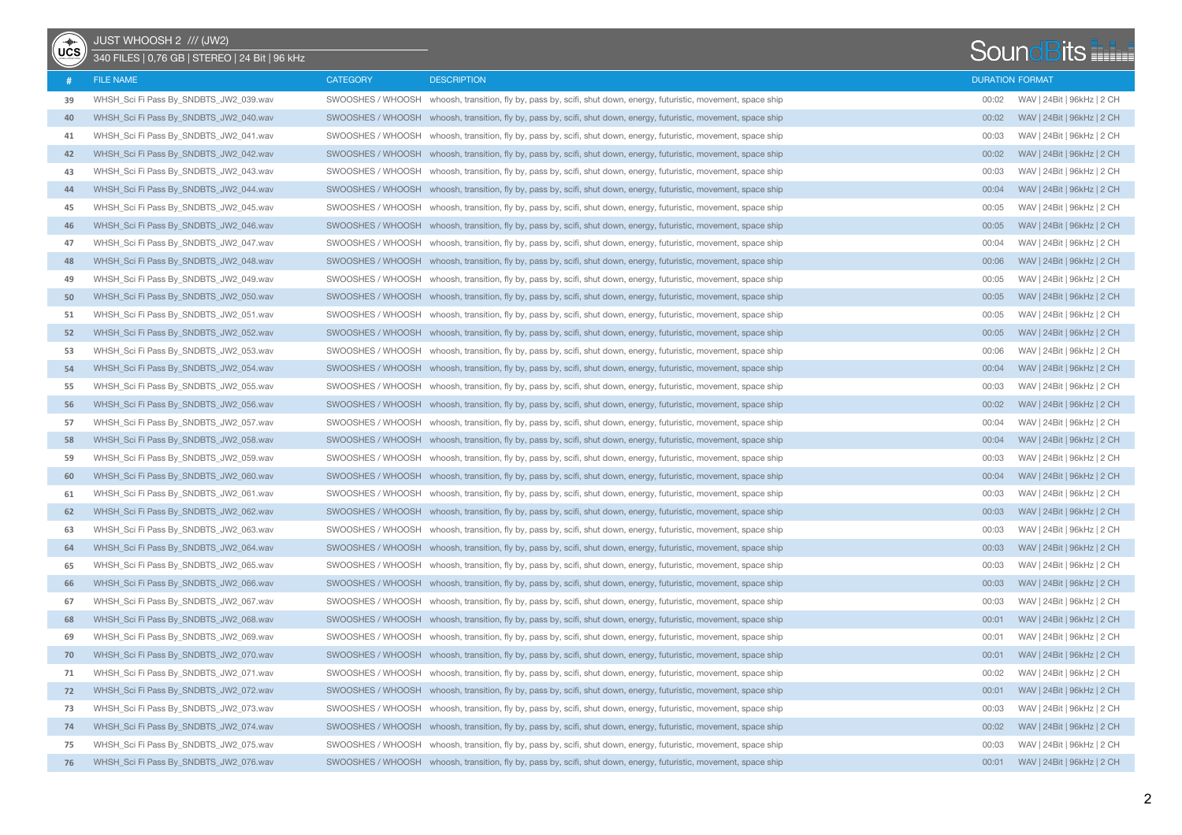JUST WHOOSH 2 /// (JW2)

340 FILES | 0,76 GB | STEREO | 24 Bit | 96 kHz

| # | FILE NAME | CATEGORY | DESCRIPTION | DURATION | FORMAT |
|---|---|---|---|---|---|
| 39 | WHSH_Sci Fi Pass By_SNDBTS_JW2_039.wav | SWOOSHES / WHOOSH | whoosh, transition, fly by, pass by, scifi, shut down, energy, futuristic, movement, space ship | 00:02 | WAV \| 24Bit \| 96kHz \| 2 CH |
| 40 | WHSH_Sci Fi Pass By_SNDBTS_JW2_040.wav | SWOOSHES / WHOOSH | whoosh, transition, fly by, pass by, scifi, shut down, energy, futuristic, movement, space ship | 00:02 | WAV \| 24Bit \| 96kHz \| 2 CH |
| 41 | WHSH_Sci Fi Pass By_SNDBTS_JW2_041.wav | SWOOSHES / WHOOSH | whoosh, transition, fly by, pass by, scifi, shut down, energy, futuristic, movement, space ship | 00:03 | WAV \| 24Bit \| 96kHz \| 2 CH |
| 42 | WHSH_Sci Fi Pass By_SNDBTS_JW2_042.wav | SWOOSHES / WHOOSH | whoosh, transition, fly by, pass by, scifi, shut down, energy, futuristic, movement, space ship | 00:02 | WAV \| 24Bit \| 96kHz \| 2 CH |
| 43 | WHSH_Sci Fi Pass By_SNDBTS_JW2_043.wav | SWOOSHES / WHOOSH | whoosh, transition, fly by, pass by, scifi, shut down, energy, futuristic, movement, space ship | 00:03 | WAV \| 24Bit \| 96kHz \| 2 CH |
| 44 | WHSH_Sci Fi Pass By_SNDBTS_JW2_044.wav | SWOOSHES / WHOOSH | whoosh, transition, fly by, pass by, scifi, shut down, energy, futuristic, movement, space ship | 00:04 | WAV \| 24Bit \| 96kHz \| 2 CH |
| 45 | WHSH_Sci Fi Pass By_SNDBTS_JW2_045.wav | SWOOSHES / WHOOSH | whoosh, transition, fly by, pass by, scifi, shut down, energy, futuristic, movement, space ship | 00:05 | WAV \| 24Bit \| 96kHz \| 2 CH |
| 46 | WHSH_Sci Fi Pass By_SNDBTS_JW2_046.wav | SWOOSHES / WHOOSH | whoosh, transition, fly by, pass by, scifi, shut down, energy, futuristic, movement, space ship | 00:05 | WAV \| 24Bit \| 96kHz \| 2 CH |
| 47 | WHSH_Sci Fi Pass By_SNDBTS_JW2_047.wav | SWOOSHES / WHOOSH | whoosh, transition, fly by, pass by, scifi, shut down, energy, futuristic, movement, space ship | 00:04 | WAV \| 24Bit \| 96kHz \| 2 CH |
| 48 | WHSH_Sci Fi Pass By_SNDBTS_JW2_048.wav | SWOOSHES / WHOOSH | whoosh, transition, fly by, pass by, scifi, shut down, energy, futuristic, movement, space ship | 00:06 | WAV \| 24Bit \| 96kHz \| 2 CH |
| 49 | WHSH_Sci Fi Pass By_SNDBTS_JW2_049.wav | SWOOSHES / WHOOSH | whoosh, transition, fly by, pass by, scifi, shut down, energy, futuristic, movement, space ship | 00:05 | WAV \| 24Bit \| 96kHz \| 2 CH |
| 50 | WHSH_Sci Fi Pass By_SNDBTS_JW2_050.wav | SWOOSHES / WHOOSH | whoosh, transition, fly by, pass by, scifi, shut down, energy, futuristic, movement, space ship | 00:05 | WAV \| 24Bit \| 96kHz \| 2 CH |
| 51 | WHSH_Sci Fi Pass By_SNDBTS_JW2_051.wav | SWOOSHES / WHOOSH | whoosh, transition, fly by, pass by, scifi, shut down, energy, futuristic, movement, space ship | 00:05 | WAV \| 24Bit \| 96kHz \| 2 CH |
| 52 | WHSH_Sci Fi Pass By_SNDBTS_JW2_052.wav | SWOOSHES / WHOOSH | whoosh, transition, fly by, pass by, scifi, shut down, energy, futuristic, movement, space ship | 00:05 | WAV \| 24Bit \| 96kHz \| 2 CH |
| 53 | WHSH_Sci Fi Pass By_SNDBTS_JW2_053.wav | SWOOSHES / WHOOSH | whoosh, transition, fly by, pass by, scifi, shut down, energy, futuristic, movement, space ship | 00:06 | WAV \| 24Bit \| 96kHz \| 2 CH |
| 54 | WHSH_Sci Fi Pass By_SNDBTS_JW2_054.wav | SWOOSHES / WHOOSH | whoosh, transition, fly by, pass by, scifi, shut down, energy, futuristic, movement, space ship | 00:04 | WAV \| 24Bit \| 96kHz \| 2 CH |
| 55 | WHSH_Sci Fi Pass By_SNDBTS_JW2_055.wav | SWOOSHES / WHOOSH | whoosh, transition, fly by, pass by, scifi, shut down, energy, futuristic, movement, space ship | 00:03 | WAV \| 24Bit \| 96kHz \| 2 CH |
| 56 | WHSH_Sci Fi Pass By_SNDBTS_JW2_056.wav | SWOOSHES / WHOOSH | whoosh, transition, fly by, pass by, scifi, shut down, energy, futuristic, movement, space ship | 00:02 | WAV \| 24Bit \| 96kHz \| 2 CH |
| 57 | WHSH_Sci Fi Pass By_SNDBTS_JW2_057.wav | SWOOSHES / WHOOSH | whoosh, transition, fly by, pass by, scifi, shut down, energy, futuristic, movement, space ship | 00:04 | WAV \| 24Bit \| 96kHz \| 2 CH |
| 58 | WHSH_Sci Fi Pass By_SNDBTS_JW2_058.wav | SWOOSHES / WHOOSH | whoosh, transition, fly by, pass by, scifi, shut down, energy, futuristic, movement, space ship | 00:04 | WAV \| 24Bit \| 96kHz \| 2 CH |
| 59 | WHSH_Sci Fi Pass By_SNDBTS_JW2_059.wav | SWOOSHES / WHOOSH | whoosh, transition, fly by, pass by, scifi, shut down, energy, futuristic, movement, space ship | 00:03 | WAV \| 24Bit \| 96kHz \| 2 CH |
| 60 | WHSH_Sci Fi Pass By_SNDBTS_JW2_060.wav | SWOOSHES / WHOOSH | whoosh, transition, fly by, pass by, scifi, shut down, energy, futuristic, movement, space ship | 00:04 | WAV \| 24Bit \| 96kHz \| 2 CH |
| 61 | WHSH_Sci Fi Pass By_SNDBTS_JW2_061.wav | SWOOSHES / WHOOSH | whoosh, transition, fly by, pass by, scifi, shut down, energy, futuristic, movement, space ship | 00:03 | WAV \| 24Bit \| 96kHz \| 2 CH |
| 62 | WHSH_Sci Fi Pass By_SNDBTS_JW2_062.wav | SWOOSHES / WHOOSH | whoosh, transition, fly by, pass by, scifi, shut down, energy, futuristic, movement, space ship | 00:03 | WAV \| 24Bit \| 96kHz \| 2 CH |
| 63 | WHSH_Sci Fi Pass By_SNDBTS_JW2_063.wav | SWOOSHES / WHOOSH | whoosh, transition, fly by, pass by, scifi, shut down, energy, futuristic, movement, space ship | 00:03 | WAV \| 24Bit \| 96kHz \| 2 CH |
| 64 | WHSH_Sci Fi Pass By_SNDBTS_JW2_064.wav | SWOOSHES / WHOOSH | whoosh, transition, fly by, pass by, scifi, shut down, energy, futuristic, movement, space ship | 00:03 | WAV \| 24Bit \| 96kHz \| 2 CH |
| 65 | WHSH_Sci Fi Pass By_SNDBTS_JW2_065.wav | SWOOSHES / WHOOSH | whoosh, transition, fly by, pass by, scifi, shut down, energy, futuristic, movement, space ship | 00:03 | WAV \| 24Bit \| 96kHz \| 2 CH |
| 66 | WHSH_Sci Fi Pass By_SNDBTS_JW2_066.wav | SWOOSHES / WHOOSH | whoosh, transition, fly by, pass by, scifi, shut down, energy, futuristic, movement, space ship | 00:03 | WAV \| 24Bit \| 96kHz \| 2 CH |
| 67 | WHSH_Sci Fi Pass By_SNDBTS_JW2_067.wav | SWOOSHES / WHOOSH | whoosh, transition, fly by, pass by, scifi, shut down, energy, futuristic, movement, space ship | 00:03 | WAV \| 24Bit \| 96kHz \| 2 CH |
| 68 | WHSH_Sci Fi Pass By_SNDBTS_JW2_068.wav | SWOOSHES / WHOOSH | whoosh, transition, fly by, pass by, scifi, shut down, energy, futuristic, movement, space ship | 00:01 | WAV \| 24Bit \| 96kHz \| 2 CH |
| 69 | WHSH_Sci Fi Pass By_SNDBTS_JW2_069.wav | SWOOSHES / WHOOSH | whoosh, transition, fly by, pass by, scifi, shut down, energy, futuristic, movement, space ship | 00:01 | WAV \| 24Bit \| 96kHz \| 2 CH |
| 70 | WHSH_Sci Fi Pass By_SNDBTS_JW2_070.wav | SWOOSHES / WHOOSH | whoosh, transition, fly by, pass by, scifi, shut down, energy, futuristic, movement, space ship | 00:01 | WAV \| 24Bit \| 96kHz \| 2 CH |
| 71 | WHSH_Sci Fi Pass By_SNDBTS_JW2_071.wav | SWOOSHES / WHOOSH | whoosh, transition, fly by, pass by, scifi, shut down, energy, futuristic, movement, space ship | 00:02 | WAV \| 24Bit \| 96kHz \| 2 CH |
| 72 | WHSH_Sci Fi Pass By_SNDBTS_JW2_072.wav | SWOOSHES / WHOOSH | whoosh, transition, fly by, pass by, scifi, shut down, energy, futuristic, movement, space ship | 00:01 | WAV \| 24Bit \| 96kHz \| 2 CH |
| 73 | WHSH_Sci Fi Pass By_SNDBTS_JW2_073.wav | SWOOSHES / WHOOSH | whoosh, transition, fly by, pass by, scifi, shut down, energy, futuristic, movement, space ship | 00:03 | WAV \| 24Bit \| 96kHz \| 2 CH |
| 74 | WHSH_Sci Fi Pass By_SNDBTS_JW2_074.wav | SWOOSHES / WHOOSH | whoosh, transition, fly by, pass by, scifi, shut down, energy, futuristic, movement, space ship | 00:02 | WAV \| 24Bit \| 96kHz \| 2 CH |
| 75 | WHSH_Sci Fi Pass By_SNDBTS_JW2_075.wav | SWOOSHES / WHOOSH | whoosh, transition, fly by, pass by, scifi, shut down, energy, futuristic, movement, space ship | 00:03 | WAV \| 24Bit \| 96kHz \| 2 CH |
| 76 | WHSH_Sci Fi Pass By_SNDBTS_JW2_076.wav | SWOOSHES / WHOOSH | whoosh, transition, fly by, pass by, scifi, shut down, energy, futuristic, movement, space ship | 00:01 | WAV \| 24Bit \| 96kHz \| 2 CH |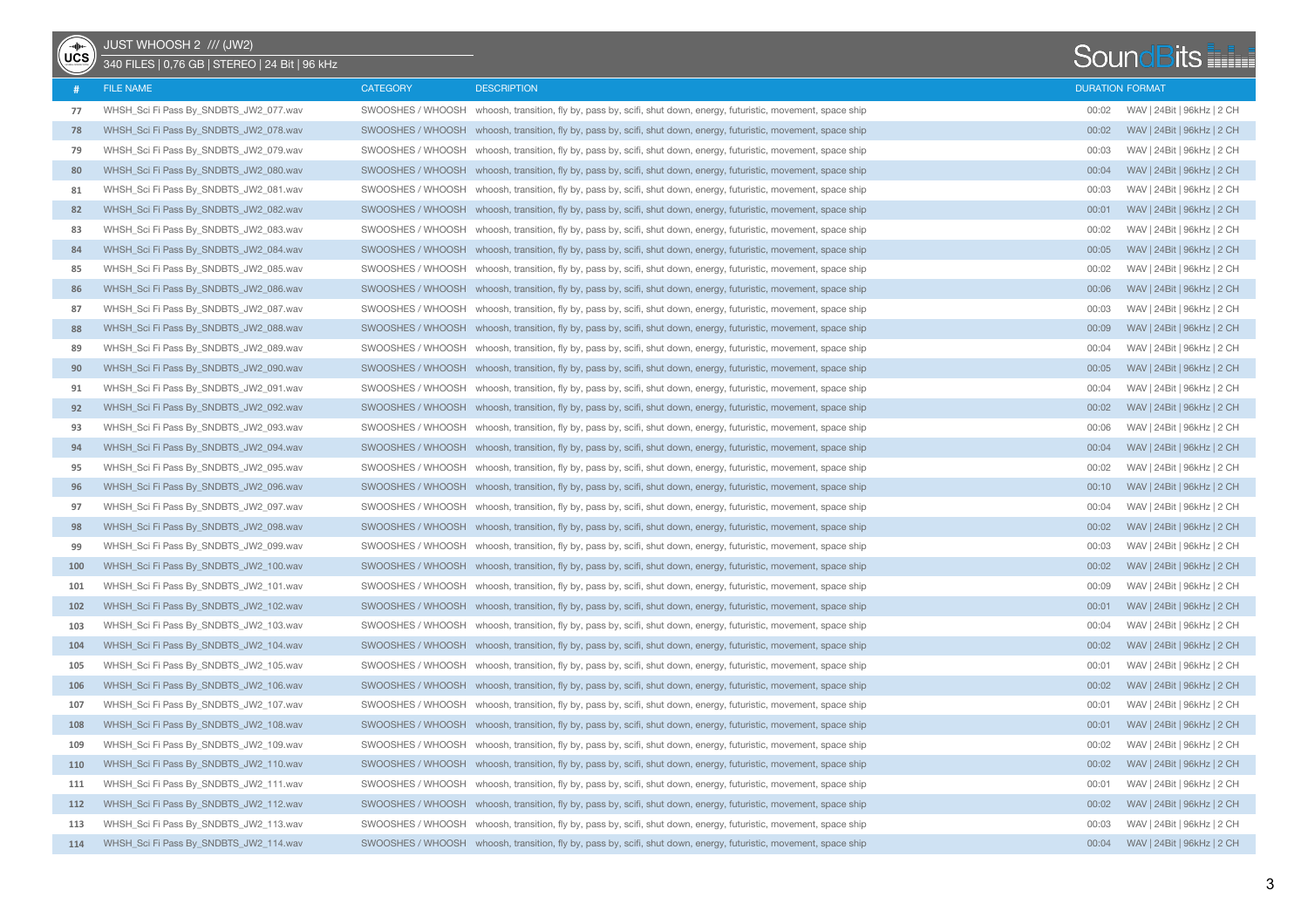JUST WHOOSH 2 /// (JW2)

340 FILES | 0,76 GB | STEREO | 24 Bit | 96 kHz

| # | FILE NAME | CATEGORY | DESCRIPTION | DURATION | FORMAT |
|---|---|---|---|---|---|
| 77 | WHSH_Sci Fi Pass By_SNDBTS_JW2_077.wav | SWOOSHES / WHOOSH | whoosh, transition, fly by, pass by, scifi, shut down, energy, futuristic, movement, space ship | 00:02 | WAV \| 24Bit \| 96kHz \| 2 CH |
| 78 | WHSH_Sci Fi Pass By_SNDBTS_JW2_078.wav | SWOOSHES / WHOOSH | whoosh, transition, fly by, pass by, scifi, shut down, energy, futuristic, movement, space ship | 00:02 | WAV \| 24Bit \| 96kHz \| 2 CH |
| 79 | WHSH_Sci Fi Pass By_SNDBTS_JW2_079.wav | SWOOSHES / WHOOSH | whoosh, transition, fly by, pass by, scifi, shut down, energy, futuristic, movement, space ship | 00:03 | WAV \| 24Bit \| 96kHz \| 2 CH |
| 80 | WHSH_Sci Fi Pass By_SNDBTS_JW2_080.wav | SWOOSHES / WHOOSH | whoosh, transition, fly by, pass by, scifi, shut down, energy, futuristic, movement, space ship | 00:04 | WAV \| 24Bit \| 96kHz \| 2 CH |
| 81 | WHSH_Sci Fi Pass By_SNDBTS_JW2_081.wav | SWOOSHES / WHOOSH | whoosh, transition, fly by, pass by, scifi, shut down, energy, futuristic, movement, space ship | 00:03 | WAV \| 24Bit \| 96kHz \| 2 CH |
| 82 | WHSH_Sci Fi Pass By_SNDBTS_JW2_082.wav | SWOOSHES / WHOOSH | whoosh, transition, fly by, pass by, scifi, shut down, energy, futuristic, movement, space ship | 00:01 | WAV \| 24Bit \| 96kHz \| 2 CH |
| 83 | WHSH_Sci Fi Pass By_SNDBTS_JW2_083.wav | SWOOSHES / WHOOSH | whoosh, transition, fly by, pass by, scifi, shut down, energy, futuristic, movement, space ship | 00:02 | WAV \| 24Bit \| 96kHz \| 2 CH |
| 84 | WHSH_Sci Fi Pass By_SNDBTS_JW2_084.wav | SWOOSHES / WHOOSH | whoosh, transition, fly by, pass by, scifi, shut down, energy, futuristic, movement, space ship | 00:05 | WAV \| 24Bit \| 96kHz \| 2 CH |
| 85 | WHSH_Sci Fi Pass By_SNDBTS_JW2_085.wav | SWOOSHES / WHOOSH | whoosh, transition, fly by, pass by, scifi, shut down, energy, futuristic, movement, space ship | 00:02 | WAV \| 24Bit \| 96kHz \| 2 CH |
| 86 | WHSH_Sci Fi Pass By_SNDBTS_JW2_086.wav | SWOOSHES / WHOOSH | whoosh, transition, fly by, pass by, scifi, shut down, energy, futuristic, movement, space ship | 00:06 | WAV \| 24Bit \| 96kHz \| 2 CH |
| 87 | WHSH_Sci Fi Pass By_SNDBTS_JW2_087.wav | SWOOSHES / WHOOSH | whoosh, transition, fly by, pass by, scifi, shut down, energy, futuristic, movement, space ship | 00:03 | WAV \| 24Bit \| 96kHz \| 2 CH |
| 88 | WHSH_Sci Fi Pass By_SNDBTS_JW2_088.wav | SWOOSHES / WHOOSH | whoosh, transition, fly by, pass by, scifi, shut down, energy, futuristic, movement, space ship | 00:09 | WAV \| 24Bit \| 96kHz \| 2 CH |
| 89 | WHSH_Sci Fi Pass By_SNDBTS_JW2_089.wav | SWOOSHES / WHOOSH | whoosh, transition, fly by, pass by, scifi, shut down, energy, futuristic, movement, space ship | 00:04 | WAV \| 24Bit \| 96kHz \| 2 CH |
| 90 | WHSH_Sci Fi Pass By_SNDBTS_JW2_090.wav | SWOOSHES / WHOOSH | whoosh, transition, fly by, pass by, scifi, shut down, energy, futuristic, movement, space ship | 00:05 | WAV \| 24Bit \| 96kHz \| 2 CH |
| 91 | WHSH_Sci Fi Pass By_SNDBTS_JW2_091.wav | SWOOSHES / WHOOSH | whoosh, transition, fly by, pass by, scifi, shut down, energy, futuristic, movement, space ship | 00:04 | WAV \| 24Bit \| 96kHz \| 2 CH |
| 92 | WHSH_Sci Fi Pass By_SNDBTS_JW2_092.wav | SWOOSHES / WHOOSH | whoosh, transition, fly by, pass by, scifi, shut down, energy, futuristic, movement, space ship | 00:02 | WAV \| 24Bit \| 96kHz \| 2 CH |
| 93 | WHSH_Sci Fi Pass By_SNDBTS_JW2_093.wav | SWOOSHES / WHOOSH | whoosh, transition, fly by, pass by, scifi, shut down, energy, futuristic, movement, space ship | 00:06 | WAV \| 24Bit \| 96kHz \| 2 CH |
| 94 | WHSH_Sci Fi Pass By_SNDBTS_JW2_094.wav | SWOOSHES / WHOOSH | whoosh, transition, fly by, pass by, scifi, shut down, energy, futuristic, movement, space ship | 00:04 | WAV \| 24Bit \| 96kHz \| 2 CH |
| 95 | WHSH_Sci Fi Pass By_SNDBTS_JW2_095.wav | SWOOSHES / WHOOSH | whoosh, transition, fly by, pass by, scifi, shut down, energy, futuristic, movement, space ship | 00:02 | WAV \| 24Bit \| 96kHz \| 2 CH |
| 96 | WHSH_Sci Fi Pass By_SNDBTS_JW2_096.wav | SWOOSHES / WHOOSH | whoosh, transition, fly by, pass by, scifi, shut down, energy, futuristic, movement, space ship | 00:10 | WAV \| 24Bit \| 96kHz \| 2 CH |
| 97 | WHSH_Sci Fi Pass By_SNDBTS_JW2_097.wav | SWOOSHES / WHOOSH | whoosh, transition, fly by, pass by, scifi, shut down, energy, futuristic, movement, space ship | 00:04 | WAV \| 24Bit \| 96kHz \| 2 CH |
| 98 | WHSH_Sci Fi Pass By_SNDBTS_JW2_098.wav | SWOOSHES / WHOOSH | whoosh, transition, fly by, pass by, scifi, shut down, energy, futuristic, movement, space ship | 00:02 | WAV \| 24Bit \| 96kHz \| 2 CH |
| 99 | WHSH_Sci Fi Pass By_SNDBTS_JW2_099.wav | SWOOSHES / WHOOSH | whoosh, transition, fly by, pass by, scifi, shut down, energy, futuristic, movement, space ship | 00:03 | WAV \| 24Bit \| 96kHz \| 2 CH |
| 100 | WHSH_Sci Fi Pass By_SNDBTS_JW2_100.wav | SWOOSHES / WHOOSH | whoosh, transition, fly by, pass by, scifi, shut down, energy, futuristic, movement, space ship | 00:02 | WAV \| 24Bit \| 96kHz \| 2 CH |
| 101 | WHSH_Sci Fi Pass By_SNDBTS_JW2_101.wav | SWOOSHES / WHOOSH | whoosh, transition, fly by, pass by, scifi, shut down, energy, futuristic, movement, space ship | 00:09 | WAV \| 24Bit \| 96kHz \| 2 CH |
| 102 | WHSH_Sci Fi Pass By_SNDBTS_JW2_102.wav | SWOOSHES / WHOOSH | whoosh, transition, fly by, pass by, scifi, shut down, energy, futuristic, movement, space ship | 00:01 | WAV \| 24Bit \| 96kHz \| 2 CH |
| 103 | WHSH_Sci Fi Pass By_SNDBTS_JW2_103.wav | SWOOSHES / WHOOSH | whoosh, transition, fly by, pass by, scifi, shut down, energy, futuristic, movement, space ship | 00:04 | WAV \| 24Bit \| 96kHz \| 2 CH |
| 104 | WHSH_Sci Fi Pass By_SNDBTS_JW2_104.wav | SWOOSHES / WHOOSH | whoosh, transition, fly by, pass by, scifi, shut down, energy, futuristic, movement, space ship | 00:02 | WAV \| 24Bit \| 96kHz \| 2 CH |
| 105 | WHSH_Sci Fi Pass By_SNDBTS_JW2_105.wav | SWOOSHES / WHOOSH | whoosh, transition, fly by, pass by, scifi, shut down, energy, futuristic, movement, space ship | 00:01 | WAV \| 24Bit \| 96kHz \| 2 CH |
| 106 | WHSH_Sci Fi Pass By_SNDBTS_JW2_106.wav | SWOOSHES / WHOOSH | whoosh, transition, fly by, pass by, scifi, shut down, energy, futuristic, movement, space ship | 00:02 | WAV \| 24Bit \| 96kHz \| 2 CH |
| 107 | WHSH_Sci Fi Pass By_SNDBTS_JW2_107.wav | SWOOSHES / WHOOSH | whoosh, transition, fly by, pass by, scifi, shut down, energy, futuristic, movement, space ship | 00:01 | WAV \| 24Bit \| 96kHz \| 2 CH |
| 108 | WHSH_Sci Fi Pass By_SNDBTS_JW2_108.wav | SWOOSHES / WHOOSH | whoosh, transition, fly by, pass by, scifi, shut down, energy, futuristic, movement, space ship | 00:01 | WAV \| 24Bit \| 96kHz \| 2 CH |
| 109 | WHSH_Sci Fi Pass By_SNDBTS_JW2_109.wav | SWOOSHES / WHOOSH | whoosh, transition, fly by, pass by, scifi, shut down, energy, futuristic, movement, space ship | 00:02 | WAV \| 24Bit \| 96kHz \| 2 CH |
| 110 | WHSH_Sci Fi Pass By_SNDBTS_JW2_110.wav | SWOOSHES / WHOOSH | whoosh, transition, fly by, pass by, scifi, shut down, energy, futuristic, movement, space ship | 00:02 | WAV \| 24Bit \| 96kHz \| 2 CH |
| 111 | WHSH_Sci Fi Pass By_SNDBTS_JW2_111.wav | SWOOSHES / WHOOSH | whoosh, transition, fly by, pass by, scifi, shut down, energy, futuristic, movement, space ship | 00:01 | WAV \| 24Bit \| 96kHz \| 2 CH |
| 112 | WHSH_Sci Fi Pass By_SNDBTS_JW2_112.wav | SWOOSHES / WHOOSH | whoosh, transition, fly by, pass by, scifi, shut down, energy, futuristic, movement, space ship | 00:02 | WAV \| 24Bit \| 96kHz \| 2 CH |
| 113 | WHSH_Sci Fi Pass By_SNDBTS_JW2_113.wav | SWOOSHES / WHOOSH | whoosh, transition, fly by, pass by, scifi, shut down, energy, futuristic, movement, space ship | 00:03 | WAV \| 24Bit \| 96kHz \| 2 CH |
| 114 | WHSH_Sci Fi Pass By_SNDBTS_JW2_114.wav | SWOOSHES / WHOOSH | whoosh, transition, fly by, pass by, scifi, shut down, energy, futuristic, movement, space ship | 00:04 | WAV \| 24Bit \| 96kHz \| 2 CH |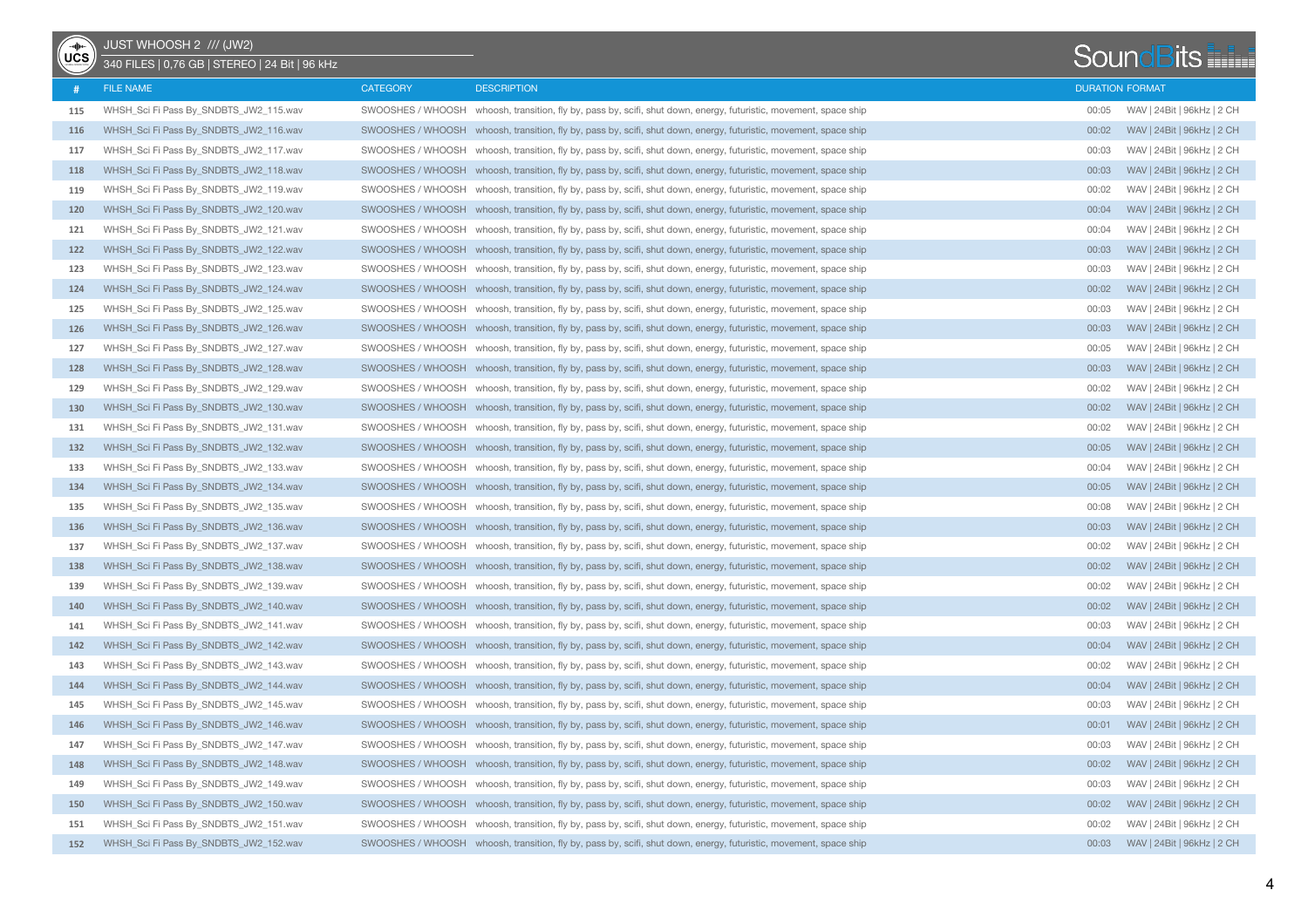JUST WHOOSH 2 /// (JW2)

340 FILES | 0,76 GB | STEREO | 24 Bit | 96 kHz

| # | FILE NAME | CATEGORY | DESCRIPTION | DURATION | FORMAT |
|---|---|---|---|---|---|
| 115 | WHSH_Sci Fi Pass By_SNDBTS_JW2_115.wav | SWOOSHES / WHOOSH | whoosh, transition, fly by, pass by, scifi, shut down, energy, futuristic, movement, space ship | 00:05 | WAV \| 24Bit \| 96kHz \| 2 CH |
| 116 | WHSH_Sci Fi Pass By_SNDBTS_JW2_116.wav | SWOOSHES / WHOOSH | whoosh, transition, fly by, pass by, scifi, shut down, energy, futuristic, movement, space ship | 00:02 | WAV \| 24Bit \| 96kHz \| 2 CH |
| 117 | WHSH_Sci Fi Pass By_SNDBTS_JW2_117.wav | SWOOSHES / WHOOSH | whoosh, transition, fly by, pass by, scifi, shut down, energy, futuristic, movement, space ship | 00:03 | WAV \| 24Bit \| 96kHz \| 2 CH |
| 118 | WHSH_Sci Fi Pass By_SNDBTS_JW2_118.wav | SWOOSHES / WHOOSH | whoosh, transition, fly by, pass by, scifi, shut down, energy, futuristic, movement, space ship | 00:03 | WAV \| 24Bit \| 96kHz \| 2 CH |
| 119 | WHSH_Sci Fi Pass By_SNDBTS_JW2_119.wav | SWOOSHES / WHOOSH | whoosh, transition, fly by, pass by, scifi, shut down, energy, futuristic, movement, space ship | 00:02 | WAV \| 24Bit \| 96kHz \| 2 CH |
| 120 | WHSH_Sci Fi Pass By_SNDBTS_JW2_120.wav | SWOOSHES / WHOOSH | whoosh, transition, fly by, pass by, scifi, shut down, energy, futuristic, movement, space ship | 00:04 | WAV \| 24Bit \| 96kHz \| 2 CH |
| 121 | WHSH_Sci Fi Pass By_SNDBTS_JW2_121.wav | SWOOSHES / WHOOSH | whoosh, transition, fly by, pass by, scifi, shut down, energy, futuristic, movement, space ship | 00:04 | WAV \| 24Bit \| 96kHz \| 2 CH |
| 122 | WHSH_Sci Fi Pass By_SNDBTS_JW2_122.wav | SWOOSHES / WHOOSH | whoosh, transition, fly by, pass by, scifi, shut down, energy, futuristic, movement, space ship | 00:03 | WAV \| 24Bit \| 96kHz \| 2 CH |
| 123 | WHSH_Sci Fi Pass By_SNDBTS_JW2_123.wav | SWOOSHES / WHOOSH | whoosh, transition, fly by, pass by, scifi, shut down, energy, futuristic, movement, space ship | 00:03 | WAV \| 24Bit \| 96kHz \| 2 CH |
| 124 | WHSH_Sci Fi Pass By_SNDBTS_JW2_124.wav | SWOOSHES / WHOOSH | whoosh, transition, fly by, pass by, scifi, shut down, energy, futuristic, movement, space ship | 00:02 | WAV \| 24Bit \| 96kHz \| 2 CH |
| 125 | WHSH_Sci Fi Pass By_SNDBTS_JW2_125.wav | SWOOSHES / WHOOSH | whoosh, transition, fly by, pass by, scifi, shut down, energy, futuristic, movement, space ship | 00:03 | WAV \| 24Bit \| 96kHz \| 2 CH |
| 126 | WHSH_Sci Fi Pass By_SNDBTS_JW2_126.wav | SWOOSHES / WHOOSH | whoosh, transition, fly by, pass by, scifi, shut down, energy, futuristic, movement, space ship | 00:03 | WAV \| 24Bit \| 96kHz \| 2 CH |
| 127 | WHSH_Sci Fi Pass By_SNDBTS_JW2_127.wav | SWOOSHES / WHOOSH | whoosh, transition, fly by, pass by, scifi, shut down, energy, futuristic, movement, space ship | 00:05 | WAV \| 24Bit \| 96kHz \| 2 CH |
| 128 | WHSH_Sci Fi Pass By_SNDBTS_JW2_128.wav | SWOOSHES / WHOOSH | whoosh, transition, fly by, pass by, scifi, shut down, energy, futuristic, movement, space ship | 00:03 | WAV \| 24Bit \| 96kHz \| 2 CH |
| 129 | WHSH_Sci Fi Pass By_SNDBTS_JW2_129.wav | SWOOSHES / WHOOSH | whoosh, transition, fly by, pass by, scifi, shut down, energy, futuristic, movement, space ship | 00:02 | WAV \| 24Bit \| 96kHz \| 2 CH |
| 130 | WHSH_Sci Fi Pass By_SNDBTS_JW2_130.wav | SWOOSHES / WHOOSH | whoosh, transition, fly by, pass by, scifi, shut down, energy, futuristic, movement, space ship | 00:02 | WAV \| 24Bit \| 96kHz \| 2 CH |
| 131 | WHSH_Sci Fi Pass By_SNDBTS_JW2_131.wav | SWOOSHES / WHOOSH | whoosh, transition, fly by, pass by, scifi, shut down, energy, futuristic, movement, space ship | 00:02 | WAV \| 24Bit \| 96kHz \| 2 CH |
| 132 | WHSH_Sci Fi Pass By_SNDBTS_JW2_132.wav | SWOOSHES / WHOOSH | whoosh, transition, fly by, pass by, scifi, shut down, energy, futuristic, movement, space ship | 00:05 | WAV \| 24Bit \| 96kHz \| 2 CH |
| 133 | WHSH_Sci Fi Pass By_SNDBTS_JW2_133.wav | SWOOSHES / WHOOSH | whoosh, transition, fly by, pass by, scifi, shut down, energy, futuristic, movement, space ship | 00:04 | WAV \| 24Bit \| 96kHz \| 2 CH |
| 134 | WHSH_Sci Fi Pass By_SNDBTS_JW2_134.wav | SWOOSHES / WHOOSH | whoosh, transition, fly by, pass by, scifi, shut down, energy, futuristic, movement, space ship | 00:05 | WAV \| 24Bit \| 96kHz \| 2 CH |
| 135 | WHSH_Sci Fi Pass By_SNDBTS_JW2_135.wav | SWOOSHES / WHOOSH | whoosh, transition, fly by, pass by, scifi, shut down, energy, futuristic, movement, space ship | 00:08 | WAV \| 24Bit \| 96kHz \| 2 CH |
| 136 | WHSH_Sci Fi Pass By_SNDBTS_JW2_136.wav | SWOOSHES / WHOOSH | whoosh, transition, fly by, pass by, scifi, shut down, energy, futuristic, movement, space ship | 00:03 | WAV \| 24Bit \| 96kHz \| 2 CH |
| 137 | WHSH_Sci Fi Pass By_SNDBTS_JW2_137.wav | SWOOSHES / WHOOSH | whoosh, transition, fly by, pass by, scifi, shut down, energy, futuristic, movement, space ship | 00:02 | WAV \| 24Bit \| 96kHz \| 2 CH |
| 138 | WHSH_Sci Fi Pass By_SNDBTS_JW2_138.wav | SWOOSHES / WHOOSH | whoosh, transition, fly by, pass by, scifi, shut down, energy, futuristic, movement, space ship | 00:02 | WAV \| 24Bit \| 96kHz \| 2 CH |
| 139 | WHSH_Sci Fi Pass By_SNDBTS_JW2_139.wav | SWOOSHES / WHOOSH | whoosh, transition, fly by, pass by, scifi, shut down, energy, futuristic, movement, space ship | 00:02 | WAV \| 24Bit \| 96kHz \| 2 CH |
| 140 | WHSH_Sci Fi Pass By_SNDBTS_JW2_140.wav | SWOOSHES / WHOOSH | whoosh, transition, fly by, pass by, scifi, shut down, energy, futuristic, movement, space ship | 00:02 | WAV \| 24Bit \| 96kHz \| 2 CH |
| 141 | WHSH_Sci Fi Pass By_SNDBTS_JW2_141.wav | SWOOSHES / WHOOSH | whoosh, transition, fly by, pass by, scifi, shut down, energy, futuristic, movement, space ship | 00:03 | WAV \| 24Bit \| 96kHz \| 2 CH |
| 142 | WHSH_Sci Fi Pass By_SNDBTS_JW2_142.wav | SWOOSHES / WHOOSH | whoosh, transition, fly by, pass by, scifi, shut down, energy, futuristic, movement, space ship | 00:04 | WAV \| 24Bit \| 96kHz \| 2 CH |
| 143 | WHSH_Sci Fi Pass By_SNDBTS_JW2_143.wav | SWOOSHES / WHOOSH | whoosh, transition, fly by, pass by, scifi, shut down, energy, futuristic, movement, space ship | 00:02 | WAV \| 24Bit \| 96kHz \| 2 CH |
| 144 | WHSH_Sci Fi Pass By_SNDBTS_JW2_144.wav | SWOOSHES / WHOOSH | whoosh, transition, fly by, pass by, scifi, shut down, energy, futuristic, movement, space ship | 00:04 | WAV \| 24Bit \| 96kHz \| 2 CH |
| 145 | WHSH_Sci Fi Pass By_SNDBTS_JW2_145.wav | SWOOSHES / WHOOSH | whoosh, transition, fly by, pass by, scifi, shut down, energy, futuristic, movement, space ship | 00:03 | WAV \| 24Bit \| 96kHz \| 2 CH |
| 146 | WHSH_Sci Fi Pass By_SNDBTS_JW2_146.wav | SWOOSHES / WHOOSH | whoosh, transition, fly by, pass by, scifi, shut down, energy, futuristic, movement, space ship | 00:01 | WAV \| 24Bit \| 96kHz \| 2 CH |
| 147 | WHSH_Sci Fi Pass By_SNDBTS_JW2_147.wav | SWOOSHES / WHOOSH | whoosh, transition, fly by, pass by, scifi, shut down, energy, futuristic, movement, space ship | 00:03 | WAV \| 24Bit \| 96kHz \| 2 CH |
| 148 | WHSH_Sci Fi Pass By_SNDBTS_JW2_148.wav | SWOOSHES / WHOOSH | whoosh, transition, fly by, pass by, scifi, shut down, energy, futuristic, movement, space ship | 00:02 | WAV \| 24Bit \| 96kHz \| 2 CH |
| 149 | WHSH_Sci Fi Pass By_SNDBTS_JW2_149.wav | SWOOSHES / WHOOSH | whoosh, transition, fly by, pass by, scifi, shut down, energy, futuristic, movement, space ship | 00:03 | WAV \| 24Bit \| 96kHz \| 2 CH |
| 150 | WHSH_Sci Fi Pass By_SNDBTS_JW2_150.wav | SWOOSHES / WHOOSH | whoosh, transition, fly by, pass by, scifi, shut down, energy, futuristic, movement, space ship | 00:02 | WAV \| 24Bit \| 96kHz \| 2 CH |
| 151 | WHSH_Sci Fi Pass By_SNDBTS_JW2_151.wav | SWOOSHES / WHOOSH | whoosh, transition, fly by, pass by, scifi, shut down, energy, futuristic, movement, space ship | 00:02 | WAV \| 24Bit \| 96kHz \| 2 CH |
| 152 | WHSH_Sci Fi Pass By_SNDBTS_JW2_152.wav | SWOOSHES / WHOOSH | whoosh, transition, fly by, pass by, scifi, shut down, energy, futuristic, movement, space ship | 00:03 | WAV \| 24Bit \| 96kHz \| 2 CH |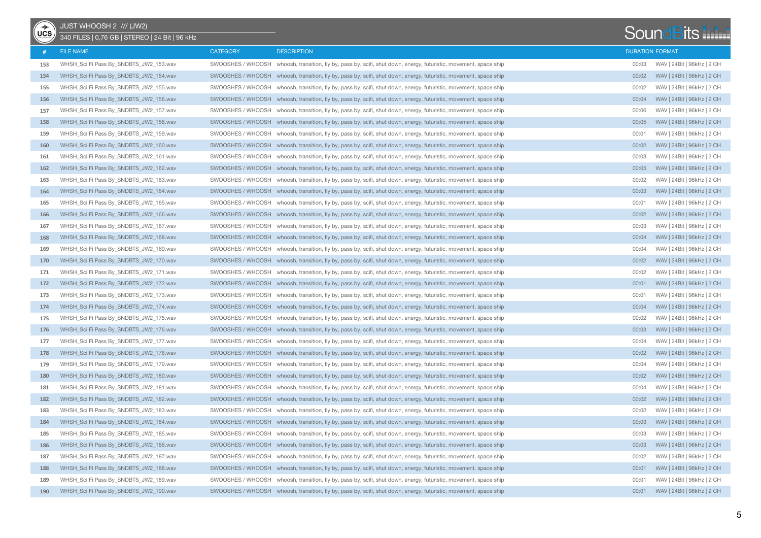JUST WHOOSH 2 /// (JW2)

340 FILES | 0,76 GB | STEREO | 24 Bit | 96 kHz

| # | FILE NAME | CATEGORY | DESCRIPTION | DURATION | FORMAT |
|---|---|---|---|---|---|
| 153 | WHSH_Sci Fi Pass By_SNDBTS_JW2_153.wav | SWOOSHES / WHOOSH | whoosh, transition, fly by, pass by, scifi, shut down, energy, futuristic, movement, space ship | 00:03 | WAV \| 24Bit \| 96kHz \| 2 CH |
| 154 | WHSH_Sci Fi Pass By_SNDBTS_JW2_154.wav | SWOOSHES / WHOOSH | whoosh, transition, fly by, pass by, scifi, shut down, energy, futuristic, movement, space ship | 00:02 | WAV \| 24Bit \| 96kHz \| 2 CH |
| 155 | WHSH_Sci Fi Pass By_SNDBTS_JW2_155.wav | SWOOSHES / WHOOSH | whoosh, transition, fly by, pass by, scifi, shut down, energy, futuristic, movement, space ship | 00:02 | WAV \| 24Bit \| 96kHz \| 2 CH |
| 156 | WHSH_Sci Fi Pass By_SNDBTS_JW2_156.wav | SWOOSHES / WHOOSH | whoosh, transition, fly by, pass by, scifi, shut down, energy, futuristic, movement, space ship | 00:04 | WAV \| 24Bit \| 96kHz \| 2 CH |
| 157 | WHSH_Sci Fi Pass By_SNDBTS_JW2_157.wav | SWOOSHES / WHOOSH | whoosh, transition, fly by, pass by, scifi, shut down, energy, futuristic, movement, space ship | 00:06 | WAV \| 24Bit \| 96kHz \| 2 CH |
| 158 | WHSH_Sci Fi Pass By_SNDBTS_JW2_158.wav | SWOOSHES / WHOOSH | whoosh, transition, fly by, pass by, scifi, shut down, energy, futuristic, movement, space ship | 00:05 | WAV \| 24Bit \| 96kHz \| 2 CH |
| 159 | WHSH_Sci Fi Pass By_SNDBTS_JW2_159.wav | SWOOSHES / WHOOSH | whoosh, transition, fly by, pass by, scifi, shut down, energy, futuristic, movement, space ship | 00:01 | WAV \| 24Bit \| 96kHz \| 2 CH |
| 160 | WHSH_Sci Fi Pass By_SNDBTS_JW2_160.wav | SWOOSHES / WHOOSH | whoosh, transition, fly by, pass by, scifi, shut down, energy, futuristic, movement, space ship | 00:02 | WAV \| 24Bit \| 96kHz \| 2 CH |
| 161 | WHSH_Sci Fi Pass By_SNDBTS_JW2_161.wav | SWOOSHES / WHOOSH | whoosh, transition, fly by, pass by, scifi, shut down, energy, futuristic, movement, space ship | 00:03 | WAV \| 24Bit \| 96kHz \| 2 CH |
| 162 | WHSH_Sci Fi Pass By_SNDBTS_JW2_162.wav | SWOOSHES / WHOOSH | whoosh, transition, fly by, pass by, scifi, shut down, energy, futuristic, movement, space ship | 00:05 | WAV \| 24Bit \| 96kHz \| 2 CH |
| 163 | WHSH_Sci Fi Pass By_SNDBTS_JW2_163.wav | SWOOSHES / WHOOSH | whoosh, transition, fly by, pass by, scifi, shut down, energy, futuristic, movement, space ship | 00:02 | WAV \| 24Bit \| 96kHz \| 2 CH |
| 164 | WHSH_Sci Fi Pass By_SNDBTS_JW2_164.wav | SWOOSHES / WHOOSH | whoosh, transition, fly by, pass by, scifi, shut down, energy, futuristic, movement, space ship | 00:03 | WAV \| 24Bit \| 96kHz \| 2 CH |
| 165 | WHSH_Sci Fi Pass By_SNDBTS_JW2_165.wav | SWOOSHES / WHOOSH | whoosh, transition, fly by, pass by, scifi, shut down, energy, futuristic, movement, space ship | 00:01 | WAV \| 24Bit \| 96kHz \| 2 CH |
| 166 | WHSH_Sci Fi Pass By_SNDBTS_JW2_166.wav | SWOOSHES / WHOOSH | whoosh, transition, fly by, pass by, scifi, shut down, energy, futuristic, movement, space ship | 00:02 | WAV \| 24Bit \| 96kHz \| 2 CH |
| 167 | WHSH_Sci Fi Pass By_SNDBTS_JW2_167.wav | SWOOSHES / WHOOSH | whoosh, transition, fly by, pass by, scifi, shut down, energy, futuristic, movement, space ship | 00:03 | WAV \| 24Bit \| 96kHz \| 2 CH |
| 168 | WHSH_Sci Fi Pass By_SNDBTS_JW2_168.wav | SWOOSHES / WHOOSH | whoosh, transition, fly by, pass by, scifi, shut down, energy, futuristic, movement, space ship | 00:04 | WAV \| 24Bit \| 96kHz \| 2 CH |
| 169 | WHSH_Sci Fi Pass By_SNDBTS_JW2_169.wav | SWOOSHES / WHOOSH | whoosh, transition, fly by, pass by, scifi, shut down, energy, futuristic, movement, space ship | 00:04 | WAV \| 24Bit \| 96kHz \| 2 CH |
| 170 | WHSH_Sci Fi Pass By_SNDBTS_JW2_170.wav | SWOOSHES / WHOOSH | whoosh, transition, fly by, pass by, scifi, shut down, energy, futuristic, movement, space ship | 00:02 | WAV \| 24Bit \| 96kHz \| 2 CH |
| 171 | WHSH_Sci Fi Pass By_SNDBTS_JW2_171.wav | SWOOSHES / WHOOSH | whoosh, transition, fly by, pass by, scifi, shut down, energy, futuristic, movement, space ship | 00:02 | WAV \| 24Bit \| 96kHz \| 2 CH |
| 172 | WHSH_Sci Fi Pass By_SNDBTS_JW2_172.wav | SWOOSHES / WHOOSH | whoosh, transition, fly by, pass by, scifi, shut down, energy, futuristic, movement, space ship | 00:01 | WAV \| 24Bit \| 96kHz \| 2 CH |
| 173 | WHSH_Sci Fi Pass By_SNDBTS_JW2_173.wav | SWOOSHES / WHOOSH | whoosh, transition, fly by, pass by, scifi, shut down, energy, futuristic, movement, space ship | 00:01 | WAV \| 24Bit \| 96kHz \| 2 CH |
| 174 | WHSH_Sci Fi Pass By_SNDBTS_JW2_174.wav | SWOOSHES / WHOOSH | whoosh, transition, fly by, pass by, scifi, shut down, energy, futuristic, movement, space ship | 00:04 | WAV \| 24Bit \| 96kHz \| 2 CH |
| 175 | WHSH_Sci Fi Pass By_SNDBTS_JW2_175.wav | SWOOSHES / WHOOSH | whoosh, transition, fly by, pass by, scifi, shut down, energy, futuristic, movement, space ship | 00:02 | WAV \| 24Bit \| 96kHz \| 2 CH |
| 176 | WHSH_Sci Fi Pass By_SNDBTS_JW2_176.wav | SWOOSHES / WHOOSH | whoosh, transition, fly by, pass by, scifi, shut down, energy, futuristic, movement, space ship | 00:03 | WAV \| 24Bit \| 96kHz \| 2 CH |
| 177 | WHSH_Sci Fi Pass By_SNDBTS_JW2_177.wav | SWOOSHES / WHOOSH | whoosh, transition, fly by, pass by, scifi, shut down, energy, futuristic, movement, space ship | 00:04 | WAV \| 24Bit \| 96kHz \| 2 CH |
| 178 | WHSH_Sci Fi Pass By_SNDBTS_JW2_178.wav | SWOOSHES / WHOOSH | whoosh, transition, fly by, pass by, scifi, shut down, energy, futuristic, movement, space ship | 00:02 | WAV \| 24Bit \| 96kHz \| 2 CH |
| 179 | WHSH_Sci Fi Pass By_SNDBTS_JW2_179.wav | SWOOSHES / WHOOSH | whoosh, transition, fly by, pass by, scifi, shut down, energy, futuristic, movement, space ship | 00:04 | WAV \| 24Bit \| 96kHz \| 2 CH |
| 180 | WHSH_Sci Fi Pass By_SNDBTS_JW2_180.wav | SWOOSHES / WHOOSH | whoosh, transition, fly by, pass by, scifi, shut down, energy, futuristic, movement, space ship | 00:02 | WAV \| 24Bit \| 96kHz \| 2 CH |
| 181 | WHSH_Sci Fi Pass By_SNDBTS_JW2_181.wav | SWOOSHES / WHOOSH | whoosh, transition, fly by, pass by, scifi, shut down, energy, futuristic, movement, space ship | 00:04 | WAV \| 24Bit \| 96kHz \| 2 CH |
| 182 | WHSH_Sci Fi Pass By_SNDBTS_JW2_182.wav | SWOOSHES / WHOOSH | whoosh, transition, fly by, pass by, scifi, shut down, energy, futuristic, movement, space ship | 00:02 | WAV \| 24Bit \| 96kHz \| 2 CH |
| 183 | WHSH_Sci Fi Pass By_SNDBTS_JW2_183.wav | SWOOSHES / WHOOSH | whoosh, transition, fly by, pass by, scifi, shut down, energy, futuristic, movement, space ship | 00:02 | WAV \| 24Bit \| 96kHz \| 2 CH |
| 184 | WHSH_Sci Fi Pass By_SNDBTS_JW2_184.wav | SWOOSHES / WHOOSH | whoosh, transition, fly by, pass by, scifi, shut down, energy, futuristic, movement, space ship | 00:03 | WAV \| 24Bit \| 96kHz \| 2 CH |
| 185 | WHSH_Sci Fi Pass By_SNDBTS_JW2_185.wav | SWOOSHES / WHOOSH | whoosh, transition, fly by, pass by, scifi, shut down, energy, futuristic, movement, space ship | 00:03 | WAV \| 24Bit \| 96kHz \| 2 CH |
| 186 | WHSH_Sci Fi Pass By_SNDBTS_JW2_186.wav | SWOOSHES / WHOOSH | whoosh, transition, fly by, pass by, scifi, shut down, energy, futuristic, movement, space ship | 00:03 | WAV \| 24Bit \| 96kHz \| 2 CH |
| 187 | WHSH_Sci Fi Pass By_SNDBTS_JW2_187.wav | SWOOSHES / WHOOSH | whoosh, transition, fly by, pass by, scifi, shut down, energy, futuristic, movement, space ship | 00:02 | WAV \| 24Bit \| 96kHz \| 2 CH |
| 188 | WHSH_Sci Fi Pass By_SNDBTS_JW2_188.wav | SWOOSHES / WHOOSH | whoosh, transition, fly by, pass by, scifi, shut down, energy, futuristic, movement, space ship | 00:01 | WAV \| 24Bit \| 96kHz \| 2 CH |
| 189 | WHSH_Sci Fi Pass By_SNDBTS_JW2_189.wav | SWOOSHES / WHOOSH | whoosh, transition, fly by, pass by, scifi, shut down, energy, futuristic, movement, space ship | 00:01 | WAV \| 24Bit \| 96kHz \| 2 CH |
| 190 | WHSH_Sci Fi Pass By_SNDBTS_JW2_190.wav | SWOOSHES / WHOOSH | whoosh, transition, fly by, pass by, scifi, shut down, energy, futuristic, movement, space ship | 00:01 | WAV \| 24Bit \| 96kHz \| 2 CH |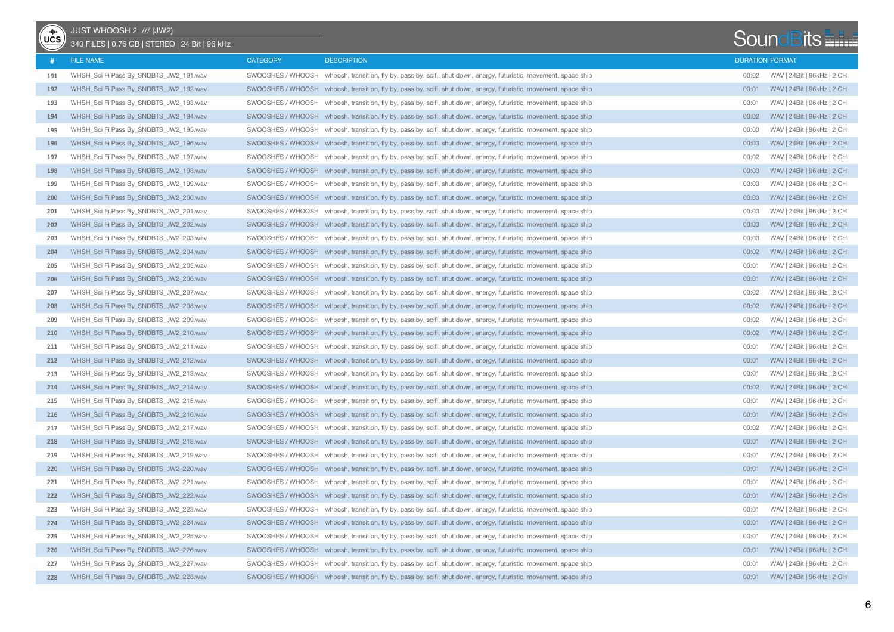JUST WHOOSH 2 /// (JW2)

340 FILES | 0,76 GB | STEREO | 24 Bit | 96 kHz

SoundBits

| # | FILE NAME | CATEGORY | DESCRIPTION | DURATION | FORMAT |
|---|---|---|---|---|---|
| 191 | WHSH_Sci Fi Pass By_SNDBTS_JW2_191.wav | SWOOSHES / WHOOSH | whoosh, transition, fly by, pass by, scifi, shut down, energy, futuristic, movement, space ship | 00:02 | WAV \| 24Bit \| 96kHz \| 2 CH |
| 192 | WHSH_Sci Fi Pass By_SNDBTS_JW2_192.wav | SWOOSHES / WHOOSH | whoosh, transition, fly by, pass by, scifi, shut down, energy, futuristic, movement, space ship | 00:01 | WAV \| 24Bit \| 96kHz \| 2 CH |
| 193 | WHSH_Sci Fi Pass By_SNDBTS_JW2_193.wav | SWOOSHES / WHOOSH | whoosh, transition, fly by, pass by, scifi, shut down, energy, futuristic, movement, space ship | 00:01 | WAV \| 24Bit \| 96kHz \| 2 CH |
| 194 | WHSH_Sci Fi Pass By_SNDBTS_JW2_194.wav | SWOOSHES / WHOOSH | whoosh, transition, fly by, pass by, scifi, shut down, energy, futuristic, movement, space ship | 00:02 | WAV \| 24Bit \| 96kHz \| 2 CH |
| 195 | WHSH_Sci Fi Pass By_SNDBTS_JW2_195.wav | SWOOSHES / WHOOSH | whoosh, transition, fly by, pass by, scifi, shut down, energy, futuristic, movement, space ship | 00:03 | WAV \| 24Bit \| 96kHz \| 2 CH |
| 196 | WHSH_Sci Fi Pass By_SNDBTS_JW2_196.wav | SWOOSHES / WHOOSH | whoosh, transition, fly by, pass by, scifi, shut down, energy, futuristic, movement, space ship | 00:03 | WAV \| 24Bit \| 96kHz \| 2 CH |
| 197 | WHSH_Sci Fi Pass By_SNDBTS_JW2_197.wav | SWOOSHES / WHOOSH | whoosh, transition, fly by, pass by, scifi, shut down, energy, futuristic, movement, space ship | 00:02 | WAV \| 24Bit \| 96kHz \| 2 CH |
| 198 | WHSH_Sci Fi Pass By_SNDBTS_JW2_198.wav | SWOOSHES / WHOOSH | whoosh, transition, fly by, pass by, scifi, shut down, energy, futuristic, movement, space ship | 00:03 | WAV \| 24Bit \| 96kHz \| 2 CH |
| 199 | WHSH_Sci Fi Pass By_SNDBTS_JW2_199.wav | SWOOSHES / WHOOSH | whoosh, transition, fly by, pass by, scifi, shut down, energy, futuristic, movement, space ship | 00:03 | WAV \| 24Bit \| 96kHz \| 2 CH |
| 200 | WHSH_Sci Fi Pass By_SNDBTS_JW2_200.wav | SWOOSHES / WHOOSH | whoosh, transition, fly by, pass by, scifi, shut down, energy, futuristic, movement, space ship | 00:03 | WAV \| 24Bit \| 96kHz \| 2 CH |
| 201 | WHSH_Sci Fi Pass By_SNDBTS_JW2_201.wav | SWOOSHES / WHOOSH | whoosh, transition, fly by, pass by, scifi, shut down, energy, futuristic, movement, space ship | 00:03 | WAV \| 24Bit \| 96kHz \| 2 CH |
| 202 | WHSH_Sci Fi Pass By_SNDBTS_JW2_202.wav | SWOOSHES / WHOOSH | whoosh, transition, fly by, pass by, scifi, shut down, energy, futuristic, movement, space ship | 00:03 | WAV \| 24Bit \| 96kHz \| 2 CH |
| 203 | WHSH_Sci Fi Pass By_SNDBTS_JW2_203.wav | SWOOSHES / WHOOSH | whoosh, transition, fly by, pass by, scifi, shut down, energy, futuristic, movement, space ship | 00:03 | WAV \| 24Bit \| 96kHz \| 2 CH |
| 204 | WHSH_Sci Fi Pass By_SNDBTS_JW2_204.wav | SWOOSHES / WHOOSH | whoosh, transition, fly by, pass by, scifi, shut down, energy, futuristic, movement, space ship | 00:02 | WAV \| 24Bit \| 96kHz \| 2 CH |
| 205 | WHSH_Sci Fi Pass By_SNDBTS_JW2_205.wav | SWOOSHES / WHOOSH | whoosh, transition, fly by, pass by, scifi, shut down, energy, futuristic, movement, space ship | 00:01 | WAV \| 24Bit \| 96kHz \| 2 CH |
| 206 | WHSH_Sci Fi Pass By_SNDBTS_JW2_206.wav | SWOOSHES / WHOOSH | whoosh, transition, fly by, pass by, scifi, shut down, energy, futuristic, movement, space ship | 00:01 | WAV \| 24Bit \| 96kHz \| 2 CH |
| 207 | WHSH_Sci Fi Pass By_SNDBTS_JW2_207.wav | SWOOSHES / WHOOSH | whoosh, transition, fly by, pass by, scifi, shut down, energy, futuristic, movement, space ship | 00:02 | WAV \| 24Bit \| 96kHz \| 2 CH |
| 208 | WHSH_Sci Fi Pass By_SNDBTS_JW2_208.wav | SWOOSHES / WHOOSH | whoosh, transition, fly by, pass by, scifi, shut down, energy, futuristic, movement, space ship | 00:02 | WAV \| 24Bit \| 96kHz \| 2 CH |
| 209 | WHSH_Sci Fi Pass By_SNDBTS_JW2_209.wav | SWOOSHES / WHOOSH | whoosh, transition, fly by, pass by, scifi, shut down, energy, futuristic, movement, space ship | 00:02 | WAV \| 24Bit \| 96kHz \| 2 CH |
| 210 | WHSH_Sci Fi Pass By_SNDBTS_JW2_210.wav | SWOOSHES / WHOOSH | whoosh, transition, fly by, pass by, scifi, shut down, energy, futuristic, movement, space ship | 00:02 | WAV \| 24Bit \| 96kHz \| 2 CH |
| 211 | WHSH_Sci Fi Pass By_SNDBTS_JW2_211.wav | SWOOSHES / WHOOSH | whoosh, transition, fly by, pass by, scifi, shut down, energy, futuristic, movement, space ship | 00:01 | WAV \| 24Bit \| 96kHz \| 2 CH |
| 212 | WHSH_Sci Fi Pass By_SNDBTS_JW2_212.wav | SWOOSHES / WHOOSH | whoosh, transition, fly by, pass by, scifi, shut down, energy, futuristic, movement, space ship | 00:01 | WAV \| 24Bit \| 96kHz \| 2 CH |
| 213 | WHSH_Sci Fi Pass By_SNDBTS_JW2_213.wav | SWOOSHES / WHOOSH | whoosh, transition, fly by, pass by, scifi, shut down, energy, futuristic, movement, space ship | 00:01 | WAV \| 24Bit \| 96kHz \| 2 CH |
| 214 | WHSH_Sci Fi Pass By_SNDBTS_JW2_214.wav | SWOOSHES / WHOOSH | whoosh, transition, fly by, pass by, scifi, shut down, energy, futuristic, movement, space ship | 00:02 | WAV \| 24Bit \| 96kHz \| 2 CH |
| 215 | WHSH_Sci Fi Pass By_SNDBTS_JW2_215.wav | SWOOSHES / WHOOSH | whoosh, transition, fly by, pass by, scifi, shut down, energy, futuristic, movement, space ship | 00:01 | WAV \| 24Bit \| 96kHz \| 2 CH |
| 216 | WHSH_Sci Fi Pass By_SNDBTS_JW2_216.wav | SWOOSHES / WHOOSH | whoosh, transition, fly by, pass by, scifi, shut down, energy, futuristic, movement, space ship | 00:01 | WAV \| 24Bit \| 96kHz \| 2 CH |
| 217 | WHSH_Sci Fi Pass By_SNDBTS_JW2_217.wav | SWOOSHES / WHOOSH | whoosh, transition, fly by, pass by, scifi, shut down, energy, futuristic, movement, space ship | 00:02 | WAV \| 24Bit \| 96kHz \| 2 CH |
| 218 | WHSH_Sci Fi Pass By_SNDBTS_JW2_218.wav | SWOOSHES / WHOOSH | whoosh, transition, fly by, pass by, scifi, shut down, energy, futuristic, movement, space ship | 00:01 | WAV \| 24Bit \| 96kHz \| 2 CH |
| 219 | WHSH_Sci Fi Pass By_SNDBTS_JW2_219.wav | SWOOSHES / WHOOSH | whoosh, transition, fly by, pass by, scifi, shut down, energy, futuristic, movement, space ship | 00:01 | WAV \| 24Bit \| 96kHz \| 2 CH |
| 220 | WHSH_Sci Fi Pass By_SNDBTS_JW2_220.wav | SWOOSHES / WHOOSH | whoosh, transition, fly by, pass by, scifi, shut down, energy, futuristic, movement, space ship | 00:01 | WAV \| 24Bit \| 96kHz \| 2 CH |
| 221 | WHSH_Sci Fi Pass By_SNDBTS_JW2_221.wav | SWOOSHES / WHOOSH | whoosh, transition, fly by, pass by, scifi, shut down, energy, futuristic, movement, space ship | 00:01 | WAV \| 24Bit \| 96kHz \| 2 CH |
| 222 | WHSH_Sci Fi Pass By_SNDBTS_JW2_222.wav | SWOOSHES / WHOOSH | whoosh, transition, fly by, pass by, scifi, shut down, energy, futuristic, movement, space ship | 00:01 | WAV \| 24Bit \| 96kHz \| 2 CH |
| 223 | WHSH_Sci Fi Pass By_SNDBTS_JW2_223.wav | SWOOSHES / WHOOSH | whoosh, transition, fly by, pass by, scifi, shut down, energy, futuristic, movement, space ship | 00:01 | WAV \| 24Bit \| 96kHz \| 2 CH |
| 224 | WHSH_Sci Fi Pass By_SNDBTS_JW2_224.wav | SWOOSHES / WHOOSH | whoosh, transition, fly by, pass by, scifi, shut down, energy, futuristic, movement, space ship | 00:01 | WAV \| 24Bit \| 96kHz \| 2 CH |
| 225 | WHSH_Sci Fi Pass By_SNDBTS_JW2_225.wav | SWOOSHES / WHOOSH | whoosh, transition, fly by, pass by, scifi, shut down, energy, futuristic, movement, space ship | 00:01 | WAV \| 24Bit \| 96kHz \| 2 CH |
| 226 | WHSH_Sci Fi Pass By_SNDBTS_JW2_226.wav | SWOOSHES / WHOOSH | whoosh, transition, fly by, pass by, scifi, shut down, energy, futuristic, movement, space ship | 00:01 | WAV \| 24Bit \| 96kHz \| 2 CH |
| 227 | WHSH_Sci Fi Pass By_SNDBTS_JW2_227.wav | SWOOSHES / WHOOSH | whoosh, transition, fly by, pass by, scifi, shut down, energy, futuristic, movement, space ship | 00:01 | WAV \| 24Bit \| 96kHz \| 2 CH |
| 228 | WHSH_Sci Fi Pass By_SNDBTS_JW2_228.wav | SWOOSHES / WHOOSH | whoosh, transition, fly by, pass by, scifi, shut down, energy, futuristic, movement, space ship | 00:01 | WAV \| 24Bit \| 96kHz \| 2 CH |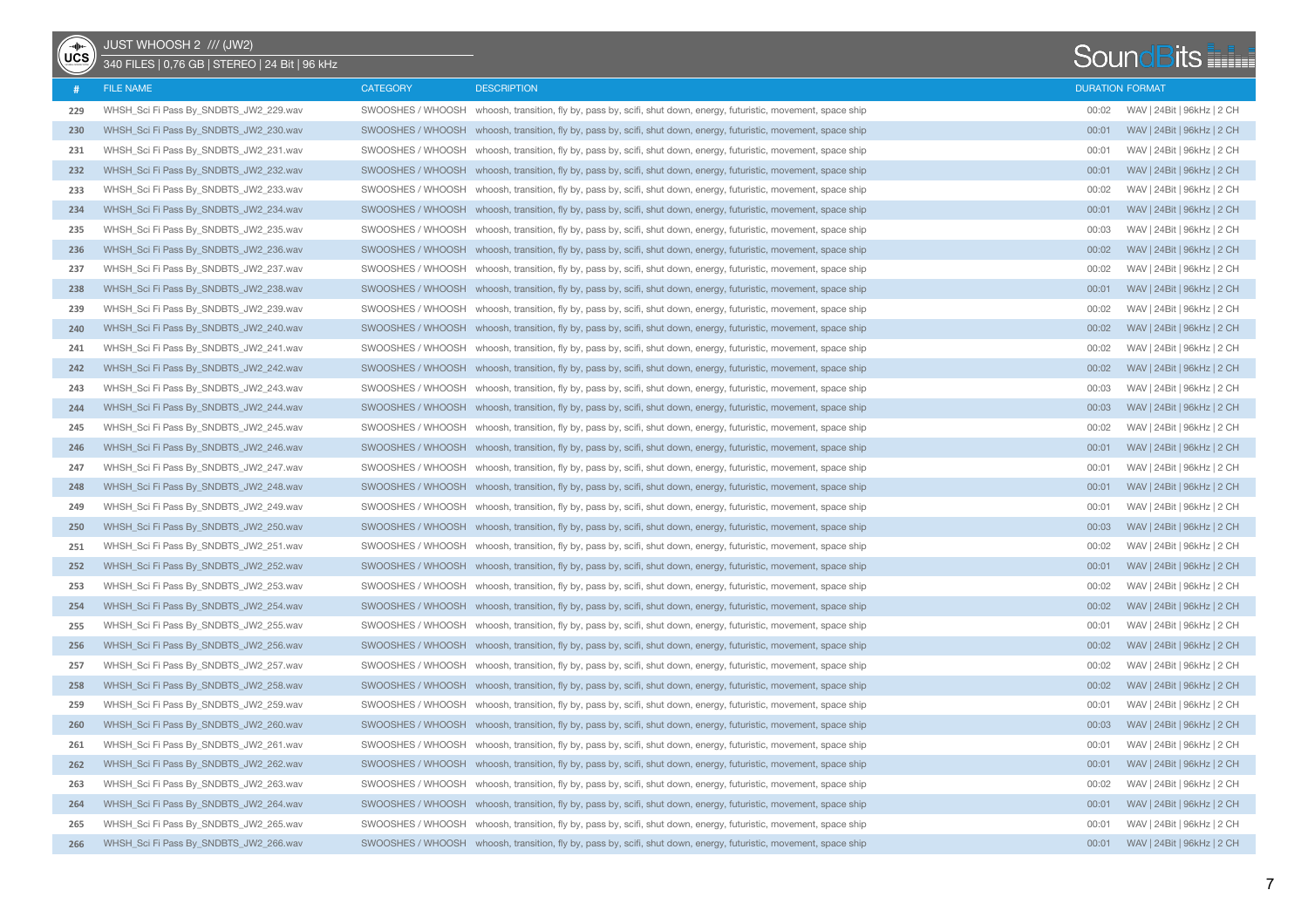JUST WHOOSH 2 /// (JW2)

340 FILES | 0,76 GB | STEREO | 24 Bit | 96 kHz

| # | FILE NAME | CATEGORY | DESCRIPTION | DURATION | FORMAT |
|---|---|---|---|---|---|
| 229 | WHSH_Sci Fi Pass By_SNDBTS_JW2_229.wav | SWOOSHES / WHOOSH | whoosh, transition, fly by, pass by, scifi, shut down, energy, futuristic, movement, space ship | 00:02 | WAV \| 24Bit \| 96kHz \| 2 CH |
| 230 | WHSH_Sci Fi Pass By_SNDBTS_JW2_230.wav | SWOOSHES / WHOOSH | whoosh, transition, fly by, pass by, scifi, shut down, energy, futuristic, movement, space ship | 00:01 | WAV \| 24Bit \| 96kHz \| 2 CH |
| 231 | WHSH_Sci Fi Pass By_SNDBTS_JW2_231.wav | SWOOSHES / WHOOSH | whoosh, transition, fly by, pass by, scifi, shut down, energy, futuristic, movement, space ship | 00:01 | WAV \| 24Bit \| 96kHz \| 2 CH |
| 232 | WHSH_Sci Fi Pass By_SNDBTS_JW2_232.wav | SWOOSHES / WHOOSH | whoosh, transition, fly by, pass by, scifi, shut down, energy, futuristic, movement, space ship | 00:01 | WAV \| 24Bit \| 96kHz \| 2 CH |
| 233 | WHSH_Sci Fi Pass By_SNDBTS_JW2_233.wav | SWOOSHES / WHOOSH | whoosh, transition, fly by, pass by, scifi, shut down, energy, futuristic, movement, space ship | 00:02 | WAV \| 24Bit \| 96kHz \| 2 CH |
| 234 | WHSH_Sci Fi Pass By_SNDBTS_JW2_234.wav | SWOOSHES / WHOOSH | whoosh, transition, fly by, pass by, scifi, shut down, energy, futuristic, movement, space ship | 00:01 | WAV \| 24Bit \| 96kHz \| 2 CH |
| 235 | WHSH_Sci Fi Pass By_SNDBTS_JW2_235.wav | SWOOSHES / WHOOSH | whoosh, transition, fly by, pass by, scifi, shut down, energy, futuristic, movement, space ship | 00:03 | WAV \| 24Bit \| 96kHz \| 2 CH |
| 236 | WHSH_Sci Fi Pass By_SNDBTS_JW2_236.wav | SWOOSHES / WHOOSH | whoosh, transition, fly by, pass by, scifi, shut down, energy, futuristic, movement, space ship | 00:02 | WAV \| 24Bit \| 96kHz \| 2 CH |
| 237 | WHSH_Sci Fi Pass By_SNDBTS_JW2_237.wav | SWOOSHES / WHOOSH | whoosh, transition, fly by, pass by, scifi, shut down, energy, futuristic, movement, space ship | 00:02 | WAV \| 24Bit \| 96kHz \| 2 CH |
| 238 | WHSH_Sci Fi Pass By_SNDBTS_JW2_238.wav | SWOOSHES / WHOOSH | whoosh, transition, fly by, pass by, scifi, shut down, energy, futuristic, movement, space ship | 00:01 | WAV \| 24Bit \| 96kHz \| 2 CH |
| 239 | WHSH_Sci Fi Pass By_SNDBTS_JW2_239.wav | SWOOSHES / WHOOSH | whoosh, transition, fly by, pass by, scifi, shut down, energy, futuristic, movement, space ship | 00:02 | WAV \| 24Bit \| 96kHz \| 2 CH |
| 240 | WHSH_Sci Fi Pass By_SNDBTS_JW2_240.wav | SWOOSHES / WHOOSH | whoosh, transition, fly by, pass by, scifi, shut down, energy, futuristic, movement, space ship | 00:02 | WAV \| 24Bit \| 96kHz \| 2 CH |
| 241 | WHSH_Sci Fi Pass By_SNDBTS_JW2_241.wav | SWOOSHES / WHOOSH | whoosh, transition, fly by, pass by, scifi, shut down, energy, futuristic, movement, space ship | 00:02 | WAV \| 24Bit \| 96kHz \| 2 CH |
| 242 | WHSH_Sci Fi Pass By_SNDBTS_JW2_242.wav | SWOOSHES / WHOOSH | whoosh, transition, fly by, pass by, scifi, shut down, energy, futuristic, movement, space ship | 00:02 | WAV \| 24Bit \| 96kHz \| 2 CH |
| 243 | WHSH_Sci Fi Pass By_SNDBTS_JW2_243.wav | SWOOSHES / WHOOSH | whoosh, transition, fly by, pass by, scifi, shut down, energy, futuristic, movement, space ship | 00:03 | WAV \| 24Bit \| 96kHz \| 2 CH |
| 244 | WHSH_Sci Fi Pass By_SNDBTS_JW2_244.wav | SWOOSHES / WHOOSH | whoosh, transition, fly by, pass by, scifi, shut down, energy, futuristic, movement, space ship | 00:03 | WAV \| 24Bit \| 96kHz \| 2 CH |
| 245 | WHSH_Sci Fi Pass By_SNDBTS_JW2_245.wav | SWOOSHES / WHOOSH | whoosh, transition, fly by, pass by, scifi, shut down, energy, futuristic, movement, space ship | 00:02 | WAV \| 24Bit \| 96kHz \| 2 CH |
| 246 | WHSH_Sci Fi Pass By_SNDBTS_JW2_246.wav | SWOOSHES / WHOOSH | whoosh, transition, fly by, pass by, scifi, shut down, energy, futuristic, movement, space ship | 00:01 | WAV \| 24Bit \| 96kHz \| 2 CH |
| 247 | WHSH_Sci Fi Pass By_SNDBTS_JW2_247.wav | SWOOSHES / WHOOSH | whoosh, transition, fly by, pass by, scifi, shut down, energy, futuristic, movement, space ship | 00:01 | WAV \| 24Bit \| 96kHz \| 2 CH |
| 248 | WHSH_Sci Fi Pass By_SNDBTS_JW2_248.wav | SWOOSHES / WHOOSH | whoosh, transition, fly by, pass by, scifi, shut down, energy, futuristic, movement, space ship | 00:01 | WAV \| 24Bit \| 96kHz \| 2 CH |
| 249 | WHSH_Sci Fi Pass By_SNDBTS_JW2_249.wav | SWOOSHES / WHOOSH | whoosh, transition, fly by, pass by, scifi, shut down, energy, futuristic, movement, space ship | 00:01 | WAV \| 24Bit \| 96kHz \| 2 CH |
| 250 | WHSH_Sci Fi Pass By_SNDBTS_JW2_250.wav | SWOOSHES / WHOOSH | whoosh, transition, fly by, pass by, scifi, shut down, energy, futuristic, movement, space ship | 00:03 | WAV \| 24Bit \| 96kHz \| 2 CH |
| 251 | WHSH_Sci Fi Pass By_SNDBTS_JW2_251.wav | SWOOSHES / WHOOSH | whoosh, transition, fly by, pass by, scifi, shut down, energy, futuristic, movement, space ship | 00:02 | WAV \| 24Bit \| 96kHz \| 2 CH |
| 252 | WHSH_Sci Fi Pass By_SNDBTS_JW2_252.wav | SWOOSHES / WHOOSH | whoosh, transition, fly by, pass by, scifi, shut down, energy, futuristic, movement, space ship | 00:01 | WAV \| 24Bit \| 96kHz \| 2 CH |
| 253 | WHSH_Sci Fi Pass By_SNDBTS_JW2_253.wav | SWOOSHES / WHOOSH | whoosh, transition, fly by, pass by, scifi, shut down, energy, futuristic, movement, space ship | 00:02 | WAV \| 24Bit \| 96kHz \| 2 CH |
| 254 | WHSH_Sci Fi Pass By_SNDBTS_JW2_254.wav | SWOOSHES / WHOOSH | whoosh, transition, fly by, pass by, scifi, shut down, energy, futuristic, movement, space ship | 00:02 | WAV \| 24Bit \| 96kHz \| 2 CH |
| 255 | WHSH_Sci Fi Pass By_SNDBTS_JW2_255.wav | SWOOSHES / WHOOSH | whoosh, transition, fly by, pass by, scifi, shut down, energy, futuristic, movement, space ship | 00:01 | WAV \| 24Bit \| 96kHz \| 2 CH |
| 256 | WHSH_Sci Fi Pass By_SNDBTS_JW2_256.wav | SWOOSHES / WHOOSH | whoosh, transition, fly by, pass by, scifi, shut down, energy, futuristic, movement, space ship | 00:02 | WAV \| 24Bit \| 96kHz \| 2 CH |
| 257 | WHSH_Sci Fi Pass By_SNDBTS_JW2_257.wav | SWOOSHES / WHOOSH | whoosh, transition, fly by, pass by, scifi, shut down, energy, futuristic, movement, space ship | 00:02 | WAV \| 24Bit \| 96kHz \| 2 CH |
| 258 | WHSH_Sci Fi Pass By_SNDBTS_JW2_258.wav | SWOOSHES / WHOOSH | whoosh, transition, fly by, pass by, scifi, shut down, energy, futuristic, movement, space ship | 00:02 | WAV \| 24Bit \| 96kHz \| 2 CH |
| 259 | WHSH_Sci Fi Pass By_SNDBTS_JW2_259.wav | SWOOSHES / WHOOSH | whoosh, transition, fly by, pass by, scifi, shut down, energy, futuristic, movement, space ship | 00:01 | WAV \| 24Bit \| 96kHz \| 2 CH |
| 260 | WHSH_Sci Fi Pass By_SNDBTS_JW2_260.wav | SWOOSHES / WHOOSH | whoosh, transition, fly by, pass by, scifi, shut down, energy, futuristic, movement, space ship | 00:03 | WAV \| 24Bit \| 96kHz \| 2 CH |
| 261 | WHSH_Sci Fi Pass By_SNDBTS_JW2_261.wav | SWOOSHES / WHOOSH | whoosh, transition, fly by, pass by, scifi, shut down, energy, futuristic, movement, space ship | 00:01 | WAV \| 24Bit \| 96kHz \| 2 CH |
| 262 | WHSH_Sci Fi Pass By_SNDBTS_JW2_262.wav | SWOOSHES / WHOOSH | whoosh, transition, fly by, pass by, scifi, shut down, energy, futuristic, movement, space ship | 00:01 | WAV \| 24Bit \| 96kHz \| 2 CH |
| 263 | WHSH_Sci Fi Pass By_SNDBTS_JW2_263.wav | SWOOSHES / WHOOSH | whoosh, transition, fly by, pass by, scifi, shut down, energy, futuristic, movement, space ship | 00:02 | WAV \| 24Bit \| 96kHz \| 2 CH |
| 264 | WHSH_Sci Fi Pass By_SNDBTS_JW2_264.wav | SWOOSHES / WHOOSH | whoosh, transition, fly by, pass by, scifi, shut down, energy, futuristic, movement, space ship | 00:01 | WAV \| 24Bit \| 96kHz \| 2 CH |
| 265 | WHSH_Sci Fi Pass By_SNDBTS_JW2_265.wav | SWOOSHES / WHOOSH | whoosh, transition, fly by, pass by, scifi, shut down, energy, futuristic, movement, space ship | 00:01 | WAV \| 24Bit \| 96kHz \| 2 CH |
| 266 | WHSH_Sci Fi Pass By_SNDBTS_JW2_266.wav | SWOOSHES / WHOOSH | whoosh, transition, fly by, pass by, scifi, shut down, energy, futuristic, movement, space ship | 00:01 | WAV \| 24Bit \| 96kHz \| 2 CH |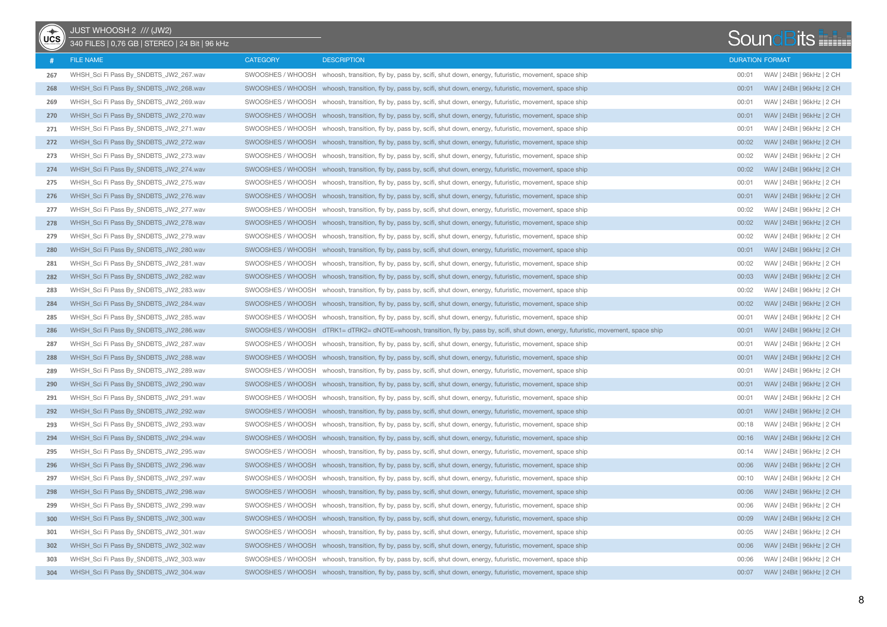JUST WHOOSH 2 /// (JW2)

340 FILES | 0,76 GB | STEREO | 24 Bit | 96 kHz

| # | FILE NAME | CATEGORY | DESCRIPTION | DURATION | FORMAT |
|---|---|---|---|---|---|
| 267 | WHSH_Sci Fi Pass By_SNDBTS_JW2_267.wav | SWOOSHES / WHOOSH | whoosh, transition, fly by, pass by, scifi, shut down, energy, futuristic, movement, space ship | 00:01 | WAV \| 24Bit \| 96kHz \| 2 CH |
| 268 | WHSH_Sci Fi Pass By_SNDBTS_JW2_268.wav | SWOOSHES / WHOOSH | whoosh, transition, fly by, pass by, scifi, shut down, energy, futuristic, movement, space ship | 00:01 | WAV \| 24Bit \| 96kHz \| 2 CH |
| 269 | WHSH_Sci Fi Pass By_SNDBTS_JW2_269.wav | SWOOSHES / WHOOSH | whoosh, transition, fly by, pass by, scifi, shut down, energy, futuristic, movement, space ship | 00:01 | WAV \| 24Bit \| 96kHz \| 2 CH |
| 270 | WHSH_Sci Fi Pass By_SNDBTS_JW2_270.wav | SWOOSHES / WHOOSH | whoosh, transition, fly by, pass by, scifi, shut down, energy, futuristic, movement, space ship | 00:01 | WAV \| 24Bit \| 96kHz \| 2 CH |
| 271 | WHSH_Sci Fi Pass By_SNDBTS_JW2_271.wav | SWOOSHES / WHOOSH | whoosh, transition, fly by, pass by, scifi, shut down, energy, futuristic, movement, space ship | 00:01 | WAV \| 24Bit \| 96kHz \| 2 CH |
| 272 | WHSH_Sci Fi Pass By_SNDBTS_JW2_272.wav | SWOOSHES / WHOOSH | whoosh, transition, fly by, pass by, scifi, shut down, energy, futuristic, movement, space ship | 00:02 | WAV \| 24Bit \| 96kHz \| 2 CH |
| 273 | WHSH_Sci Fi Pass By_SNDBTS_JW2_273.wav | SWOOSHES / WHOOSH | whoosh, transition, fly by, pass by, scifi, shut down, energy, futuristic, movement, space ship | 00:02 | WAV \| 24Bit \| 96kHz \| 2 CH |
| 274 | WHSH_Sci Fi Pass By_SNDBTS_JW2_274.wav | SWOOSHES / WHOOSH | whoosh, transition, fly by, pass by, scifi, shut down, energy, futuristic, movement, space ship | 00:02 | WAV \| 24Bit \| 96kHz \| 2 CH |
| 275 | WHSH_Sci Fi Pass By_SNDBTS_JW2_275.wav | SWOOSHES / WHOOSH | whoosh, transition, fly by, pass by, scifi, shut down, energy, futuristic, movement, space ship | 00:01 | WAV \| 24Bit \| 96kHz \| 2 CH |
| 276 | WHSH_Sci Fi Pass By_SNDBTS_JW2_276.wav | SWOOSHES / WHOOSH | whoosh, transition, fly by, pass by, scifi, shut down, energy, futuristic, movement, space ship | 00:01 | WAV \| 24Bit \| 96kHz \| 2 CH |
| 277 | WHSH_Sci Fi Pass By_SNDBTS_JW2_277.wav | SWOOSHES / WHOOSH | whoosh, transition, fly by, pass by, scifi, shut down, energy, futuristic, movement, space ship | 00:02 | WAV \| 24Bit \| 96kHz \| 2 CH |
| 278 | WHSH_Sci Fi Pass By_SNDBTS_JW2_278.wav | SWOOSHES / WHOOSH | whoosh, transition, fly by, pass by, scifi, shut down, energy, futuristic, movement, space ship | 00:02 | WAV \| 24Bit \| 96kHz \| 2 CH |
| 279 | WHSH_Sci Fi Pass By_SNDBTS_JW2_279.wav | SWOOSHES / WHOOSH | whoosh, transition, fly by, pass by, scifi, shut down, energy, futuristic, movement, space ship | 00:02 | WAV \| 24Bit \| 96kHz \| 2 CH |
| 280 | WHSH_Sci Fi Pass By_SNDBTS_JW2_280.wav | SWOOSHES / WHOOSH | whoosh, transition, fly by, pass by, scifi, shut down, energy, futuristic, movement, space ship | 00:01 | WAV \| 24Bit \| 96kHz \| 2 CH |
| 281 | WHSH_Sci Fi Pass By_SNDBTS_JW2_281.wav | SWOOSHES / WHOOSH | whoosh, transition, fly by, pass by, scifi, shut down, energy, futuristic, movement, space ship | 00:02 | WAV \| 24Bit \| 96kHz \| 2 CH |
| 282 | WHSH_Sci Fi Pass By_SNDBTS_JW2_282.wav | SWOOSHES / WHOOSH | whoosh, transition, fly by, pass by, scifi, shut down, energy, futuristic, movement, space ship | 00:03 | WAV \| 24Bit \| 96kHz \| 2 CH |
| 283 | WHSH_Sci Fi Pass By_SNDBTS_JW2_283.wav | SWOOSHES / WHOOSH | whoosh, transition, fly by, pass by, scifi, shut down, energy, futuristic, movement, space ship | 00:02 | WAV \| 24Bit \| 96kHz \| 2 CH |
| 284 | WHSH_Sci Fi Pass By_SNDBTS_JW2_284.wav | SWOOSHES / WHOOSH | whoosh, transition, fly by, pass by, scifi, shut down, energy, futuristic, movement, space ship | 00:02 | WAV \| 24Bit \| 96kHz \| 2 CH |
| 285 | WHSH_Sci Fi Pass By_SNDBTS_JW2_285.wav | SWOOSHES / WHOOSH | whoosh, transition, fly by, pass by, scifi, shut down, energy, futuristic, movement, space ship | 00:01 | WAV \| 24Bit \| 96kHz \| 2 CH |
| 286 | WHSH_Sci Fi Pass By_SNDBTS_JW2_286.wav | SWOOSHES / WHOOSH | dTRK1= dTRK2= dNOTE=whoosh, transition, fly by, pass by, scifi, shut down, energy, futuristic, movement, space ship | 00:01 | WAV \| 24Bit \| 96kHz \| 2 CH |
| 287 | WHSH_Sci Fi Pass By_SNDBTS_JW2_287.wav | SWOOSHES / WHOOSH | whoosh, transition, fly by, pass by, scifi, shut down, energy, futuristic, movement, space ship | 00:01 | WAV \| 24Bit \| 96kHz \| 2 CH |
| 288 | WHSH_Sci Fi Pass By_SNDBTS_JW2_288.wav | SWOOSHES / WHOOSH | whoosh, transition, fly by, pass by, scifi, shut down, energy, futuristic, movement, space ship | 00:01 | WAV \| 24Bit \| 96kHz \| 2 CH |
| 289 | WHSH_Sci Fi Pass By_SNDBTS_JW2_289.wav | SWOOSHES / WHOOSH | whoosh, transition, fly by, pass by, scifi, shut down, energy, futuristic, movement, space ship | 00:01 | WAV \| 24Bit \| 96kHz \| 2 CH |
| 290 | WHSH_Sci Fi Pass By_SNDBTS_JW2_290.wav | SWOOSHES / WHOOSH | whoosh, transition, fly by, pass by, scifi, shut down, energy, futuristic, movement, space ship | 00:01 | WAV \| 24Bit \| 96kHz \| 2 CH |
| 291 | WHSH_Sci Fi Pass By_SNDBTS_JW2_291.wav | SWOOSHES / WHOOSH | whoosh, transition, fly by, pass by, scifi, shut down, energy, futuristic, movement, space ship | 00:01 | WAV \| 24Bit \| 96kHz \| 2 CH |
| 292 | WHSH_Sci Fi Pass By_SNDBTS_JW2_292.wav | SWOOSHES / WHOOSH | whoosh, transition, fly by, pass by, scifi, shut down, energy, futuristic, movement, space ship | 00:01 | WAV \| 24Bit \| 96kHz \| 2 CH |
| 293 | WHSH_Sci Fi Pass By_SNDBTS_JW2_293.wav | SWOOSHES / WHOOSH | whoosh, transition, fly by, pass by, scifi, shut down, energy, futuristic, movement, space ship | 00:18 | WAV \| 24Bit \| 96kHz \| 2 CH |
| 294 | WHSH_Sci Fi Pass By_SNDBTS_JW2_294.wav | SWOOSHES / WHOOSH | whoosh, transition, fly by, pass by, scifi, shut down, energy, futuristic, movement, space ship | 00:16 | WAV \| 24Bit \| 96kHz \| 2 CH |
| 295 | WHSH_Sci Fi Pass By_SNDBTS_JW2_295.wav | SWOOSHES / WHOOSH | whoosh, transition, fly by, pass by, scifi, shut down, energy, futuristic, movement, space ship | 00:14 | WAV \| 24Bit \| 96kHz \| 2 CH |
| 296 | WHSH_Sci Fi Pass By_SNDBTS_JW2_296.wav | SWOOSHES / WHOOSH | whoosh, transition, fly by, pass by, scifi, shut down, energy, futuristic, movement, space ship | 00:06 | WAV \| 24Bit \| 96kHz \| 2 CH |
| 297 | WHSH_Sci Fi Pass By_SNDBTS_JW2_297.wav | SWOOSHES / WHOOSH | whoosh, transition, fly by, pass by, scifi, shut down, energy, futuristic, movement, space ship | 00:10 | WAV \| 24Bit \| 96kHz \| 2 CH |
| 298 | WHSH_Sci Fi Pass By_SNDBTS_JW2_298.wav | SWOOSHES / WHOOSH | whoosh, transition, fly by, pass by, scifi, shut down, energy, futuristic, movement, space ship | 00:06 | WAV \| 24Bit \| 96kHz \| 2 CH |
| 299 | WHSH_Sci Fi Pass By_SNDBTS_JW2_299.wav | SWOOSHES / WHOOSH | whoosh, transition, fly by, pass by, scifi, shut down, energy, futuristic, movement, space ship | 00:06 | WAV \| 24Bit \| 96kHz \| 2 CH |
| 300 | WHSH_Sci Fi Pass By_SNDBTS_JW2_300.wav | SWOOSHES / WHOOSH | whoosh, transition, fly by, pass by, scifi, shut down, energy, futuristic, movement, space ship | 00:09 | WAV \| 24Bit \| 96kHz \| 2 CH |
| 301 | WHSH_Sci Fi Pass By_SNDBTS_JW2_301.wav | SWOOSHES / WHOOSH | whoosh, transition, fly by, pass by, scifi, shut down, energy, futuristic, movement, space ship | 00:05 | WAV \| 24Bit \| 96kHz \| 2 CH |
| 302 | WHSH_Sci Fi Pass By_SNDBTS_JW2_302.wav | SWOOSHES / WHOOSH | whoosh, transition, fly by, pass by, scifi, shut down, energy, futuristic, movement, space ship | 00:06 | WAV \| 24Bit \| 96kHz \| 2 CH |
| 303 | WHSH_Sci Fi Pass By_SNDBTS_JW2_303.wav | SWOOSHES / WHOOSH | whoosh, transition, fly by, pass by, scifi, shut down, energy, futuristic, movement, space ship | 00:06 | WAV \| 24Bit \| 96kHz \| 2 CH |
| 304 | WHSH_Sci Fi Pass By_SNDBTS_JW2_304.wav | SWOOSHES / WHOOSH | whoosh, transition, fly by, pass by, scifi, shut down, energy, futuristic, movement, space ship | 00:07 | WAV \| 24Bit \| 96kHz \| 2 CH |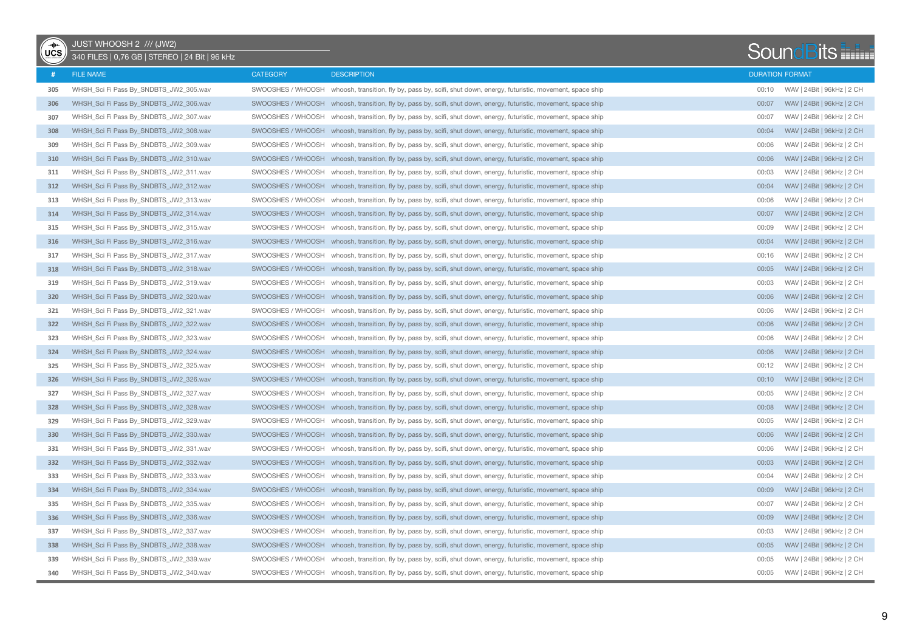JUST WHOOSH 2 /// (JW2)

340 FILES | 0,76 GB | STEREO | 24 Bit | 96 kHz

| # | FILE NAME | CATEGORY | DESCRIPTION | DURATION | FORMAT |
|---|---|---|---|---|---|
| 305 | WHSH_Sci Fi Pass By_SNDBTS_JW2_305.wav | SWOOSHES / WHOOSH | whoosh, transition, fly by, pass by, scifi, shut down, energy, futuristic, movement, space ship | 00:10 | WAV \| 24Bit \| 96kHz \| 2 CH |
| 306 | WHSH_Sci Fi Pass By_SNDBTS_JW2_306.wav | SWOOSHES / WHOOSH | whoosh, transition, fly by, pass by, scifi, shut down, energy, futuristic, movement, space ship | 00:07 | WAV \| 24Bit \| 96kHz \| 2 CH |
| 307 | WHSH_Sci Fi Pass By_SNDBTS_JW2_307.wav | SWOOSHES / WHOOSH | whoosh, transition, fly by, pass by, scifi, shut down, energy, futuristic, movement, space ship | 00:07 | WAV \| 24Bit \| 96kHz \| 2 CH |
| 308 | WHSH_Sci Fi Pass By_SNDBTS_JW2_308.wav | SWOOSHES / WHOOSH | whoosh, transition, fly by, pass by, scifi, shut down, energy, futuristic, movement, space ship | 00:04 | WAV \| 24Bit \| 96kHz \| 2 CH |
| 309 | WHSH_Sci Fi Pass By_SNDBTS_JW2_309.wav | SWOOSHES / WHOOSH | whoosh, transition, fly by, pass by, scifi, shut down, energy, futuristic, movement, space ship | 00:06 | WAV \| 24Bit \| 96kHz \| 2 CH |
| 310 | WHSH_Sci Fi Pass By_SNDBTS_JW2_310.wav | SWOOSHES / WHOOSH | whoosh, transition, fly by, pass by, scifi, shut down, energy, futuristic, movement, space ship | 00:06 | WAV \| 24Bit \| 96kHz \| 2 CH |
| 311 | WHSH_Sci Fi Pass By_SNDBTS_JW2_311.wav | SWOOSHES / WHOOSH | whoosh, transition, fly by, pass by, scifi, shut down, energy, futuristic, movement, space ship | 00:03 | WAV \| 24Bit \| 96kHz \| 2 CH |
| 312 | WHSH_Sci Fi Pass By_SNDBTS_JW2_312.wav | SWOOSHES / WHOOSH | whoosh, transition, fly by, pass by, scifi, shut down, energy, futuristic, movement, space ship | 00:04 | WAV \| 24Bit \| 96kHz \| 2 CH |
| 313 | WHSH_Sci Fi Pass By_SNDBTS_JW2_313.wav | SWOOSHES / WHOOSH | whoosh, transition, fly by, pass by, scifi, shut down, energy, futuristic, movement, space ship | 00:06 | WAV \| 24Bit \| 96kHz \| 2 CH |
| 314 | WHSH_Sci Fi Pass By_SNDBTS_JW2_314.wav | SWOOSHES / WHOOSH | whoosh, transition, fly by, pass by, scifi, shut down, energy, futuristic, movement, space ship | 00:07 | WAV \| 24Bit \| 96kHz \| 2 CH |
| 315 | WHSH_Sci Fi Pass By_SNDBTS_JW2_315.wav | SWOOSHES / WHOOSH | whoosh, transition, fly by, pass by, scifi, shut down, energy, futuristic, movement, space ship | 00:09 | WAV \| 24Bit \| 96kHz \| 2 CH |
| 316 | WHSH_Sci Fi Pass By_SNDBTS_JW2_316.wav | SWOOSHES / WHOOSH | whoosh, transition, fly by, pass by, scifi, shut down, energy, futuristic, movement, space ship | 00:04 | WAV \| 24Bit \| 96kHz \| 2 CH |
| 317 | WHSH_Sci Fi Pass By_SNDBTS_JW2_317.wav | SWOOSHES / WHOOSH | whoosh, transition, fly by, pass by, scifi, shut down, energy, futuristic, movement, space ship | 00:16 | WAV \| 24Bit \| 96kHz \| 2 CH |
| 318 | WHSH_Sci Fi Pass By_SNDBTS_JW2_318.wav | SWOOSHES / WHOOSH | whoosh, transition, fly by, pass by, scifi, shut down, energy, futuristic, movement, space ship | 00:05 | WAV \| 24Bit \| 96kHz \| 2 CH |
| 319 | WHSH_Sci Fi Pass By_SNDBTS_JW2_319.wav | SWOOSHES / WHOOSH | whoosh, transition, fly by, pass by, scifi, shut down, energy, futuristic, movement, space ship | 00:03 | WAV \| 24Bit \| 96kHz \| 2 CH |
| 320 | WHSH_Sci Fi Pass By_SNDBTS_JW2_320.wav | SWOOSHES / WHOOSH | whoosh, transition, fly by, pass by, scifi, shut down, energy, futuristic, movement, space ship | 00:06 | WAV \| 24Bit \| 96kHz \| 2 CH |
| 321 | WHSH_Sci Fi Pass By_SNDBTS_JW2_321.wav | SWOOSHES / WHOOSH | whoosh, transition, fly by, pass by, scifi, shut down, energy, futuristic, movement, space ship | 00:06 | WAV \| 24Bit \| 96kHz \| 2 CH |
| 322 | WHSH_Sci Fi Pass By_SNDBTS_JW2_322.wav | SWOOSHES / WHOOSH | whoosh, transition, fly by, pass by, scifi, shut down, energy, futuristic, movement, space ship | 00:06 | WAV \| 24Bit \| 96kHz \| 2 CH |
| 323 | WHSH_Sci Fi Pass By_SNDBTS_JW2_323.wav | SWOOSHES / WHOOSH | whoosh, transition, fly by, pass by, scifi, shut down, energy, futuristic, movement, space ship | 00:06 | WAV \| 24Bit \| 96kHz \| 2 CH |
| 324 | WHSH_Sci Fi Pass By_SNDBTS_JW2_324.wav | SWOOSHES / WHOOSH | whoosh, transition, fly by, pass by, scifi, shut down, energy, futuristic, movement, space ship | 00:06 | WAV \| 24Bit \| 96kHz \| 2 CH |
| 325 | WHSH_Sci Fi Pass By_SNDBTS_JW2_325.wav | SWOOSHES / WHOOSH | whoosh, transition, fly by, pass by, scifi, shut down, energy, futuristic, movement, space ship | 00:12 | WAV \| 24Bit \| 96kHz \| 2 CH |
| 326 | WHSH_Sci Fi Pass By_SNDBTS_JW2_326.wav | SWOOSHES / WHOOSH | whoosh, transition, fly by, pass by, scifi, shut down, energy, futuristic, movement, space ship | 00:10 | WAV \| 24Bit \| 96kHz \| 2 CH |
| 327 | WHSH_Sci Fi Pass By_SNDBTS_JW2_327.wav | SWOOSHES / WHOOSH | whoosh, transition, fly by, pass by, scifi, shut down, energy, futuristic, movement, space ship | 00:05 | WAV \| 24Bit \| 96kHz \| 2 CH |
| 328 | WHSH_Sci Fi Pass By_SNDBTS_JW2_328.wav | SWOOSHES / WHOOSH | whoosh, transition, fly by, pass by, scifi, shut down, energy, futuristic, movement, space ship | 00:08 | WAV \| 24Bit \| 96kHz \| 2 CH |
| 329 | WHSH_Sci Fi Pass By_SNDBTS_JW2_329.wav | SWOOSHES / WHOOSH | whoosh, transition, fly by, pass by, scifi, shut down, energy, futuristic, movement, space ship | 00:05 | WAV \| 24Bit \| 96kHz \| 2 CH |
| 330 | WHSH_Sci Fi Pass By_SNDBTS_JW2_330.wav | SWOOSHES / WHOOSH | whoosh, transition, fly by, pass by, scifi, shut down, energy, futuristic, movement, space ship | 00:06 | WAV \| 24Bit \| 96kHz \| 2 CH |
| 331 | WHSH_Sci Fi Pass By_SNDBTS_JW2_331.wav | SWOOSHES / WHOOSH | whoosh, transition, fly by, pass by, scifi, shut down, energy, futuristic, movement, space ship | 00:06 | WAV \| 24Bit \| 96kHz \| 2 CH |
| 332 | WHSH_Sci Fi Pass By_SNDBTS_JW2_332.wav | SWOOSHES / WHOOSH | whoosh, transition, fly by, pass by, scifi, shut down, energy, futuristic, movement, space ship | 00:03 | WAV \| 24Bit \| 96kHz \| 2 CH |
| 333 | WHSH_Sci Fi Pass By_SNDBTS_JW2_333.wav | SWOOSHES / WHOOSH | whoosh, transition, fly by, pass by, scifi, shut down, energy, futuristic, movement, space ship | 00:04 | WAV \| 24Bit \| 96kHz \| 2 CH |
| 334 | WHSH_Sci Fi Pass By_SNDBTS_JW2_334.wav | SWOOSHES / WHOOSH | whoosh, transition, fly by, pass by, scifi, shut down, energy, futuristic, movement, space ship | 00:09 | WAV \| 24Bit \| 96kHz \| 2 CH |
| 335 | WHSH_Sci Fi Pass By_SNDBTS_JW2_335.wav | SWOOSHES / WHOOSH | whoosh, transition, fly by, pass by, scifi, shut down, energy, futuristic, movement, space ship | 00:07 | WAV \| 24Bit \| 96kHz \| 2 CH |
| 336 | WHSH_Sci Fi Pass By_SNDBTS_JW2_336.wav | SWOOSHES / WHOOSH | whoosh, transition, fly by, pass by, scifi, shut down, energy, futuristic, movement, space ship | 00:09 | WAV \| 24Bit \| 96kHz \| 2 CH |
| 337 | WHSH_Sci Fi Pass By_SNDBTS_JW2_337.wav | SWOOSHES / WHOOSH | whoosh, transition, fly by, pass by, scifi, shut down, energy, futuristic, movement, space ship | 00:03 | WAV \| 24Bit \| 96kHz \| 2 CH |
| 338 | WHSH_Sci Fi Pass By_SNDBTS_JW2_338.wav | SWOOSHES / WHOOSH | whoosh, transition, fly by, pass by, scifi, shut down, energy, futuristic, movement, space ship | 00:05 | WAV \| 24Bit \| 96kHz \| 2 CH |
| 339 | WHSH_Sci Fi Pass By_SNDBTS_JW2_339.wav | SWOOSHES / WHOOSH | whoosh, transition, fly by, pass by, scifi, shut down, energy, futuristic, movement, space ship | 00:05 | WAV \| 24Bit \| 96kHz \| 2 CH |
| 340 | WHSH_Sci Fi Pass By_SNDBTS_JW2_340.wav | SWOOSHES / WHOOSH | whoosh, transition, fly by, pass by, scifi, shut down, energy, futuristic, movement, space ship | 00:05 | WAV \| 24Bit \| 96kHz \| 2 CH |